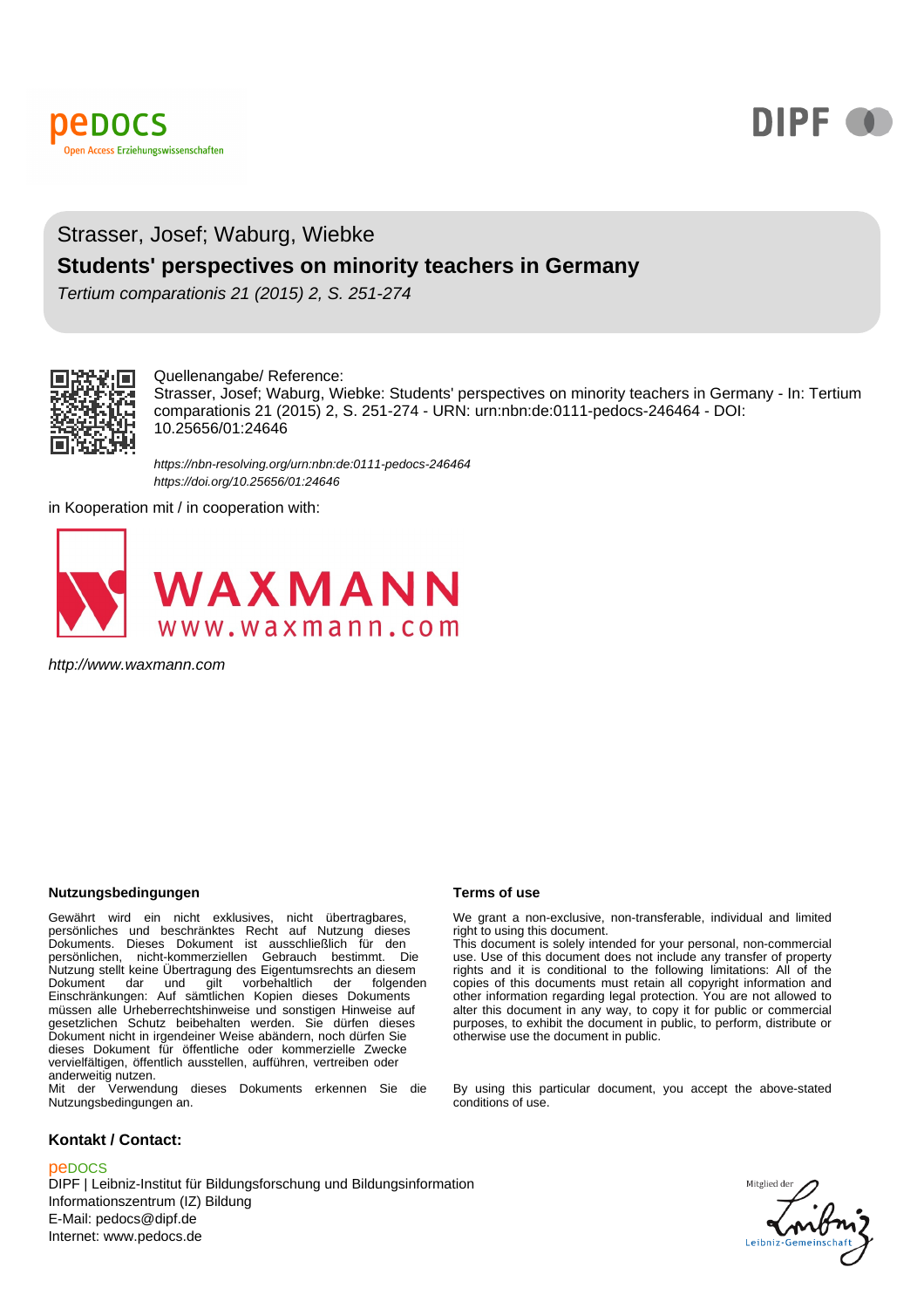pedocs
Open Access Erziehungswissenschaften

DIPF

Strasser, Josef; Waburg, Wiebke

# Students' perspectives on minority teachers in Germany

*Tertium comparationis 21 (2015) 2, S. 251-274*

Quellenangabe/ Reference:
Strasser, Josef; Waburg, Wiebke: Students' perspectives on minority teachers in Germany - In: Tertium comparationis 21 (2015) 2, S. 251-274 - URN: urn:nbn:de:0111-pedocs-246464 - DOI: 10.25656/01:24646

*https://nbn-resolving.org/urn:nbn:de:0111-pedocs-246464*
*https://doi.org/10.25656/01:24646*

in Kooperation mit / in cooperation with:

WAXMANN
www.waxmann.com

*http://www.waxmann.com*

**Nutzungsbedingungen**

Gewährt wird ein nicht exklusives, nicht übertragbares, persönliches und beschränktes Recht auf Nutzung dieses Dokuments. Dieses Dokument ist ausschließlich für den persönlichen, nicht-kommerziellen Gebrauch bestimmt. Die Nutzung stellt keine Übertragung des Eigentumsrechts an diesem Dokument dar und gilt vorbehaltlich der folgenden Einschränkungen: Auf sämtlichen Kopien dieses Dokuments müssen alle Urheberrechtshinweise und sonstigen Hinweise auf gesetzlichen Schutz beibehalten werden. Sie dürfen dieses Dokument nicht in irgendeiner Weise abändern, noch dürfen Sie dieses Dokument für öffentliche oder kommerzielle Zwecke vervielfältigen, öffentlich ausstellen, aufführen, vertreiben oder anderweitig nutzen.
Mit der Verwendung dieses Dokuments erkennen Sie die Nutzungsbedingungen an.

**Terms of use**

We grant a non-exclusive, non-transferable, individual and limited right to using this document.
This document is solely intended for your personal, non-commercial use. Use of this document does not include any transfer of property rights and it is conditional to the following limitations: All of the copies of this documents must retain all copyright information and other information regarding legal protection. You are not allowed to alter this document in any way, to copy it for public or commercial purposes, to exhibit the document in public, to perform, distribute or otherwise use the document in public.

By using this particular document, you accept the above-stated conditions of use.

**Kontakt / Contact:**

peDOCS
DIPF | Leibniz-Institut für Bildungsforschung und Bildungsinformation
Informationszentrum (IZ) Bildung
E-Mail: pedocs@dipf.de
Internet: www.pedocs.de

Mitglied der Leibniz-Gemeinschaft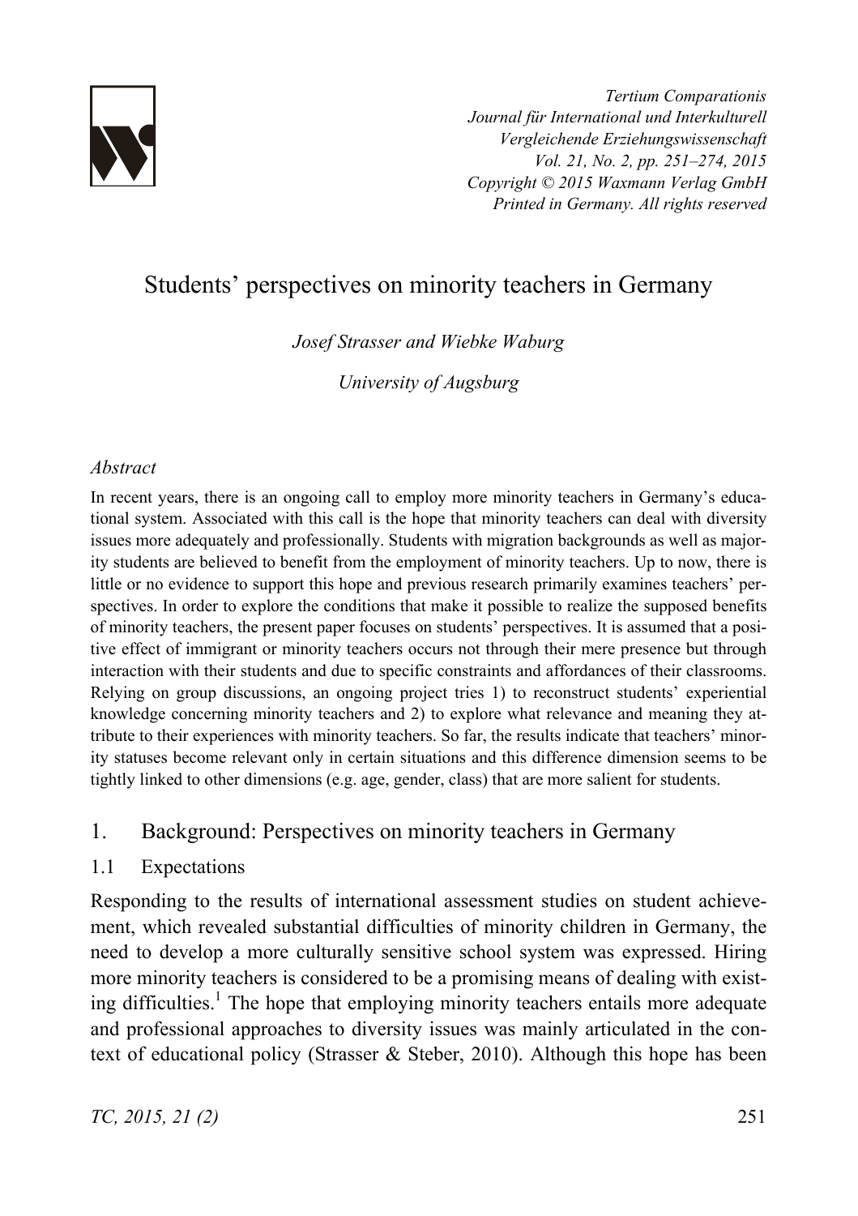# Students' perspectives on minority teachers in Germany

*Josef Strasser and Wiebke Waburg*

*University of Augsburg*

## *Abstract*

In recent years, there is an ongoing call to employ more minority teachers in Germany's educational system. Associated with this call is the hope that minority teachers can deal with diversity issues more adequately and professionally. Students with migration backgrounds as well as majority students are believed to benefit from the employment of minority teachers. Up to now, there is little or no evidence to support this hope and previous research primarily examines teachers' perspectives. In order to explore the conditions that make it possible to realize the supposed benefits of minority teachers, the present paper focuses on students' perspectives. It is assumed that a positive effect of immigrant or minority teachers occurs not through their mere presence but through interaction with their students and due to specific constraints and affordances of their classrooms. Relying on group discussions, an ongoing project tries 1) to reconstruct students' experiential knowledge concerning minority teachers and 2) to explore what relevance and meaning they attribute to their experiences with minority teachers. So far, the results indicate that teachers' minority statuses become relevant only in certain situations and this difference dimension seems to be tightly linked to other dimensions (e.g. age, gender, class) that are more salient for students.

## 1. Background: Perspectives on minority teachers in Germany

### 1.1 Expectations

Responding to the results of international assessment studies on student achievement, which revealed substantial difficulties of minority children in Germany, the need to develop a more culturally sensitive school system was expressed. Hiring more minority teachers is considered to be a promising means of dealing with existing difficulties.[1] The hope that employing minority teachers entails more adequate and professional approaches to diversity issues was mainly articulated in the context of educational policy (Strasser & Steber, 2010). Although this hope has been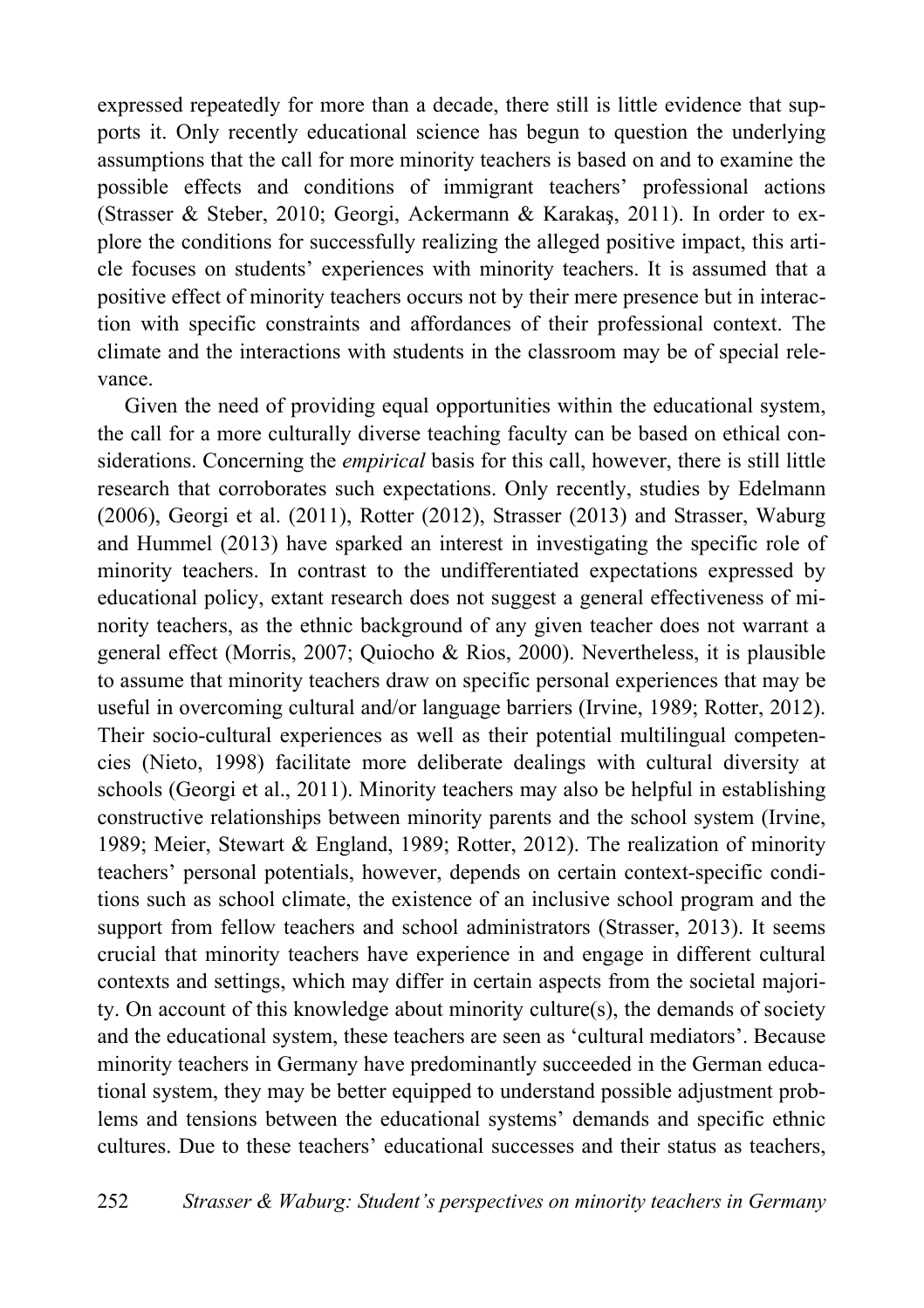expressed repeatedly for more than a decade, there still is little evidence that supports it. Only recently educational science has begun to question the underlying assumptions that the call for more minority teachers is based on and to examine the possible effects and conditions of immigrant teachers' professional actions (Strasser & Steber, 2010; Georgi, Ackermann & Karakaş, 2011). In order to explore the conditions for successfully realizing the alleged positive impact, this article focuses on students' experiences with minority teachers. It is assumed that a positive effect of minority teachers occurs not by their mere presence but in interaction with specific constraints and affordances of their professional context. The climate and the interactions with students in the classroom may be of special relevance.

Given the need of providing equal opportunities within the educational system, the call for a more culturally diverse teaching faculty can be based on ethical considerations. Concerning the *empirical* basis for this call, however, there is still little research that corroborates such expectations. Only recently, studies by Edelmann (2006), Georgi et al. (2011), Rotter (2012), Strasser (2013) and Strasser, Waburg and Hummel (2013) have sparked an interest in investigating the specific role of minority teachers. In contrast to the undifferentiated expectations expressed by educational policy, extant research does not suggest a general effectiveness of minority teachers, as the ethnic background of any given teacher does not warrant a general effect (Morris, 2007; Quiocho & Rios, 2000). Nevertheless, it is plausible to assume that minority teachers draw on specific personal experiences that may be useful in overcoming cultural and/or language barriers (Irvine, 1989; Rotter, 2012). Their socio-cultural experiences as well as their potential multilingual competencies (Nieto, 1998) facilitate more deliberate dealings with cultural diversity at schools (Georgi et al., 2011). Minority teachers may also be helpful in establishing constructive relationships between minority parents and the school system (Irvine, 1989; Meier, Stewart & England, 1989; Rotter, 2012). The realization of minority teachers' personal potentials, however, depends on certain context-specific conditions such as school climate, the existence of an inclusive school program and the support from fellow teachers and school administrators (Strasser, 2013). It seems crucial that minority teachers have experience in and engage in different cultural contexts and settings, which may differ in certain aspects from the societal majority. On account of this knowledge about minority culture(s), the demands of society and the educational system, these teachers are seen as 'cultural mediators'. Because minority teachers in Germany have predominantly succeeded in the German educational system, they may be better equipped to understand possible adjustment problems and tensions between the educational systems' demands and specific ethnic cultures. Due to these teachers' educational successes and their status as teachers,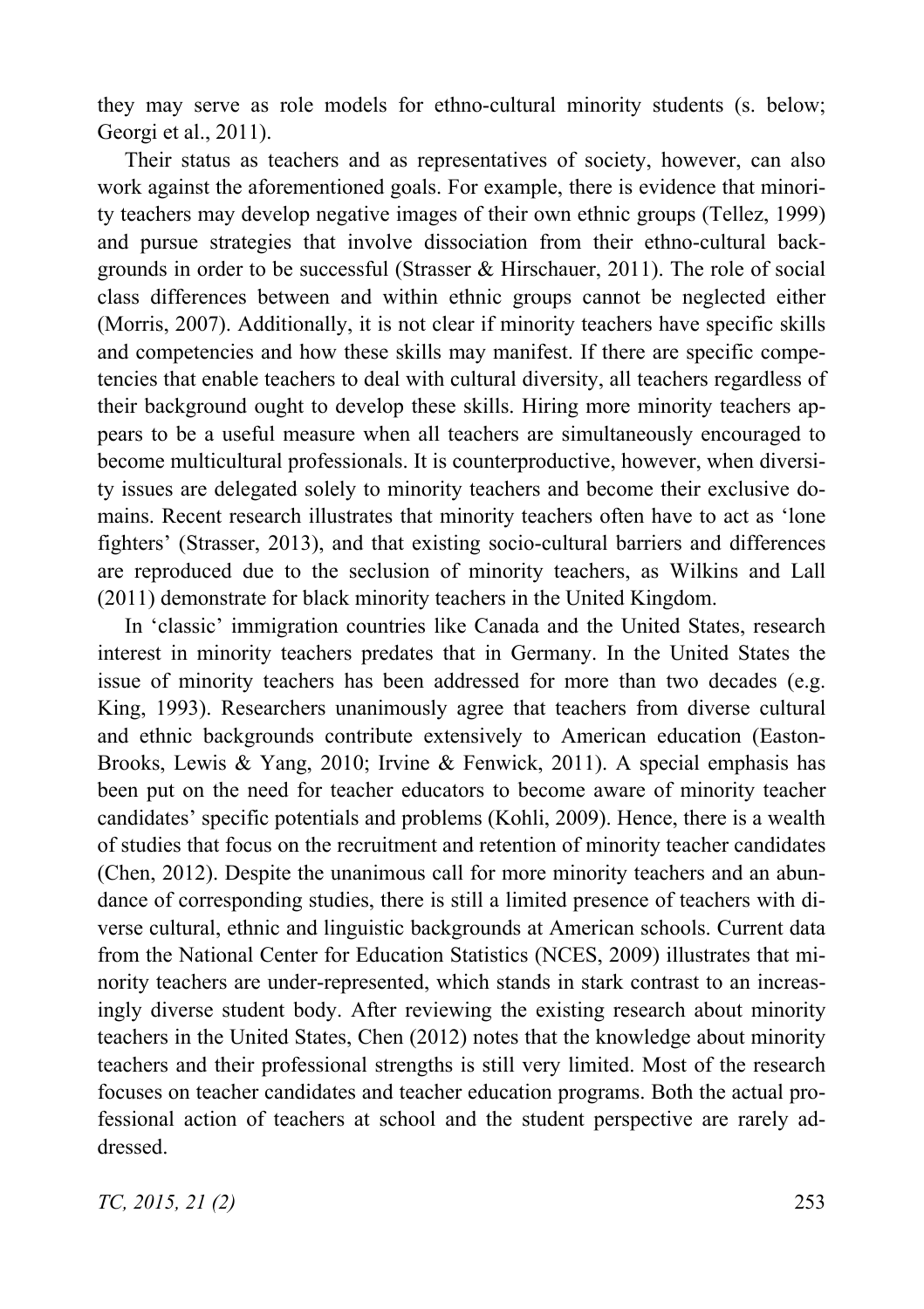they may serve as role models for ethno-cultural minority students (s. below; Georgi et al., 2011).

Their status as teachers and as representatives of society, however, can also work against the aforementioned goals. For example, there is evidence that minority teachers may develop negative images of their own ethnic groups (Tellez, 1999) and pursue strategies that involve dissociation from their ethno-cultural backgrounds in order to be successful (Strasser & Hirschauer, 2011). The role of social class differences between and within ethnic groups cannot be neglected either (Morris, 2007). Additionally, it is not clear if minority teachers have specific skills and competencies and how these skills may manifest. If there are specific competencies that enable teachers to deal with cultural diversity, all teachers regardless of their background ought to develop these skills. Hiring more minority teachers appears to be a useful measure when all teachers are simultaneously encouraged to become multicultural professionals. It is counterproductive, however, when diversity issues are delegated solely to minority teachers and become their exclusive domains. Recent research illustrates that minority teachers often have to act as 'lone fighters' (Strasser, 2013), and that existing socio-cultural barriers and differences are reproduced due to the seclusion of minority teachers, as Wilkins and Lall (2011) demonstrate for black minority teachers in the United Kingdom.

In 'classic' immigration countries like Canada and the United States, research interest in minority teachers predates that in Germany. In the United States the issue of minority teachers has been addressed for more than two decades (e.g. King, 1993). Researchers unanimously agree that teachers from diverse cultural and ethnic backgrounds contribute extensively to American education (Easton-Brooks, Lewis & Yang, 2010; Irvine & Fenwick, 2011). A special emphasis has been put on the need for teacher educators to become aware of minority teacher candidates' specific potentials and problems (Kohli, 2009). Hence, there is a wealth of studies that focus on the recruitment and retention of minority teacher candidates (Chen, 2012). Despite the unanimous call for more minority teachers and an abundance of corresponding studies, there is still a limited presence of teachers with diverse cultural, ethnic and linguistic backgrounds at American schools. Current data from the National Center for Education Statistics (NCES, 2009) illustrates that minority teachers are under-represented, which stands in stark contrast to an increasingly diverse student body. After reviewing the existing research about minority teachers in the United States, Chen (2012) notes that the knowledge about minority teachers and their professional strengths is still very limited. Most of the research focuses on teacher candidates and teacher education programs. Both the actual professional action of teachers at school and the student perspective are rarely addressed.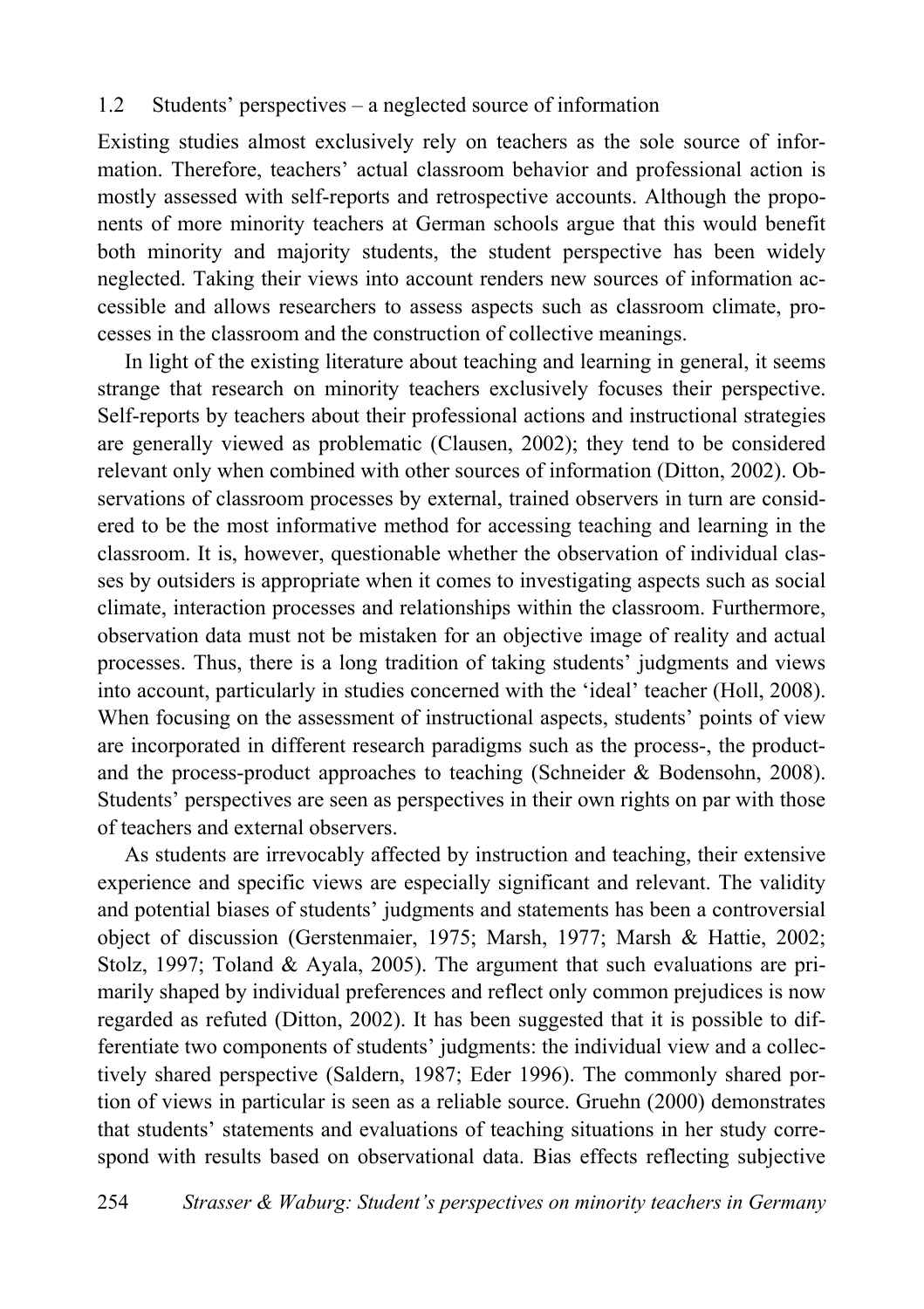## 1.2 Students' perspectives – a neglected source of information

Existing studies almost exclusively rely on teachers as the sole source of information. Therefore, teachers' actual classroom behavior and professional action is mostly assessed with self-reports and retrospective accounts. Although the proponents of more minority teachers at German schools argue that this would benefit both minority and majority students, the student perspective has been widely neglected. Taking their views into account renders new sources of information accessible and allows researchers to assess aspects such as classroom climate, processes in the classroom and the construction of collective meanings.

In light of the existing literature about teaching and learning in general, it seems strange that research on minority teachers exclusively focuses their perspective. Self-reports by teachers about their professional actions and instructional strategies are generally viewed as problematic (Clausen, 2002); they tend to be considered relevant only when combined with other sources of information (Ditton, 2002). Observations of classroom processes by external, trained observers in turn are considered to be the most informative method for accessing teaching and learning in the classroom. It is, however, questionable whether the observation of individual classes by outsiders is appropriate when it comes to investigating aspects such as social climate, interaction processes and relationships within the classroom. Furthermore, observation data must not be mistaken for an objective image of reality and actual processes. Thus, there is a long tradition of taking students' judgments and views into account, particularly in studies concerned with the 'ideal' teacher (Holl, 2008). When focusing on the assessment of instructional aspects, students' points of view are incorporated in different research paradigms such as the process-, the product- and the process-product approaches to teaching (Schneider & Bodensohn, 2008). Students' perspectives are seen as perspectives in their own rights on par with those of teachers and external observers.

As students are irrevocably affected by instruction and teaching, their extensive experience and specific views are especially significant and relevant. The validity and potential biases of students' judgments and statements has been a controversial object of discussion (Gerstenmaier, 1975; Marsh, 1977; Marsh & Hattie, 2002; Stolz, 1997; Toland & Ayala, 2005). The argument that such evaluations are primarily shaped by individual preferences and reflect only common prejudices is now regarded as refuted (Ditton, 2002). It has been suggested that it is possible to differentiate two components of students' judgments: the individual view and a collectively shared perspective (Saldern, 1987; Eder 1996). The commonly shared portion of views in particular is seen as a reliable source. Gruehn (2000) demonstrates that students' statements and evaluations of teaching situations in her study correspond with results based on observational data. Bias effects reflecting subjective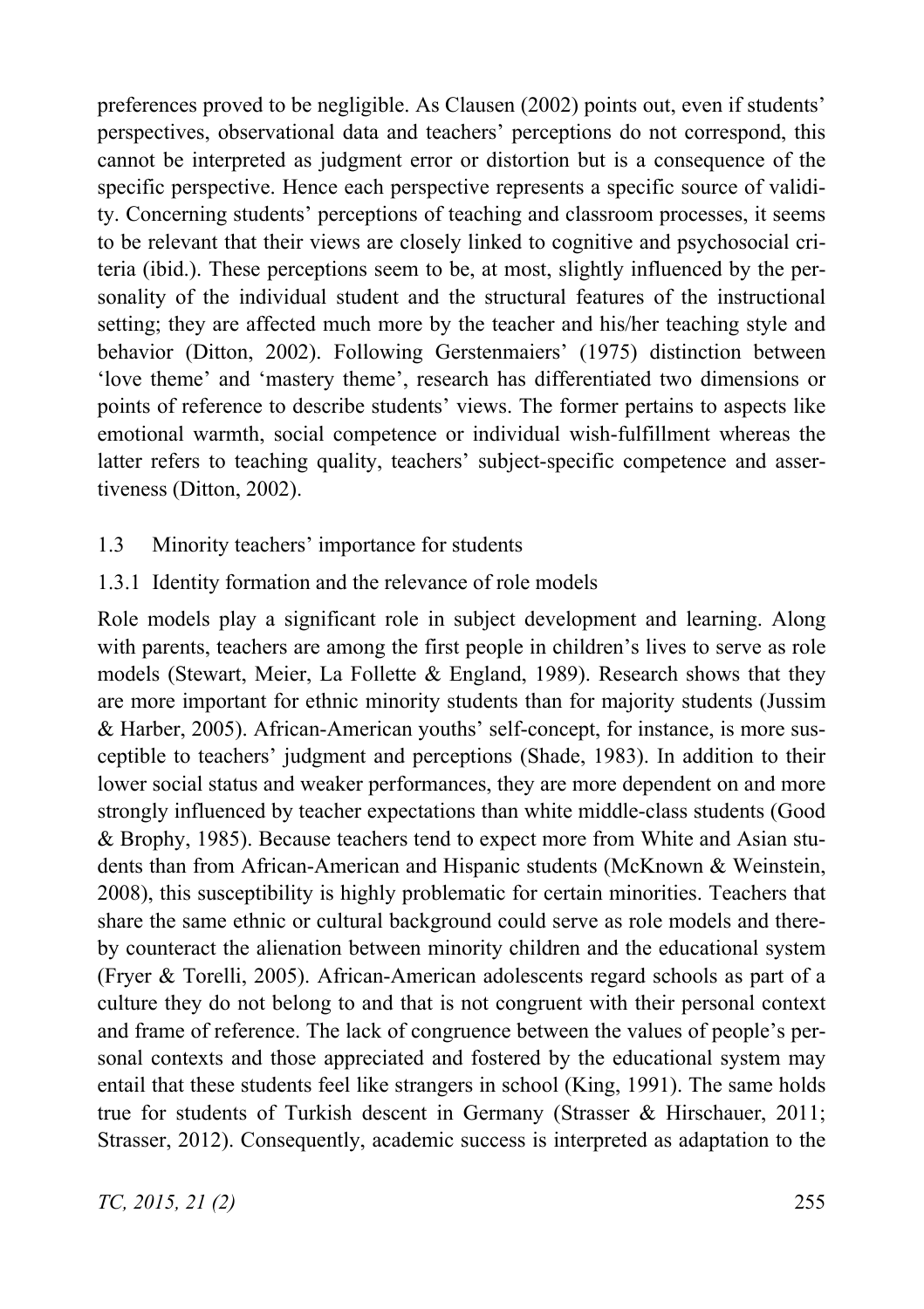preferences proved to be negligible. As Clausen (2002) points out, even if students' perspectives, observational data and teachers' perceptions do not correspond, this cannot be interpreted as judgment error or distortion but is a consequence of the specific perspective. Hence each perspective represents a specific source of validity. Concerning students' perceptions of teaching and classroom processes, it seems to be relevant that their views are closely linked to cognitive and psychosocial criteria (ibid.). These perceptions seem to be, at most, slightly influenced by the personality of the individual student and the structural features of the instructional setting; they are affected much more by the teacher and his/her teaching style and behavior (Ditton, 2002). Following Gerstenmaiers' (1975) distinction between 'love theme' and 'mastery theme', research has differentiated two dimensions or points of reference to describe students' views. The former pertains to aspects like emotional warmth, social competence or individual wish-fulfillment whereas the latter refers to teaching quality, teachers' subject-specific competence and assertiveness (Ditton, 2002).

## 1.3 Minority teachers' importance for students

### 1.3.1 Identity formation and the relevance of role models

Role models play a significant role in subject development and learning. Along with parents, teachers are among the first people in children's lives to serve as role models (Stewart, Meier, La Follette & England, 1989). Research shows that they are more important for ethnic minority students than for majority students (Jussim & Harber, 2005). African-American youths' self-concept, for instance, is more susceptible to teachers' judgment and perceptions (Shade, 1983). In addition to their lower social status and weaker performances, they are more dependent on and more strongly influenced by teacher expectations than white middle-class students (Good & Brophy, 1985). Because teachers tend to expect more from White and Asian students than from African-American and Hispanic students (McKnown & Weinstein, 2008), this susceptibility is highly problematic for certain minorities. Teachers that share the same ethnic or cultural background could serve as role models and thereby counteract the alienation between minority children and the educational system (Fryer & Torelli, 2005). African-American adolescents regard schools as part of a culture they do not belong to and that is not congruent with their personal context and frame of reference. The lack of congruence between the values of people's personal contexts and those appreciated and fostered by the educational system may entail that these students feel like strangers in school (King, 1991). The same holds true for students of Turkish descent in Germany (Strasser & Hirschauer, 2011; Strasser, 2012). Consequently, academic success is interpreted as adaptation to the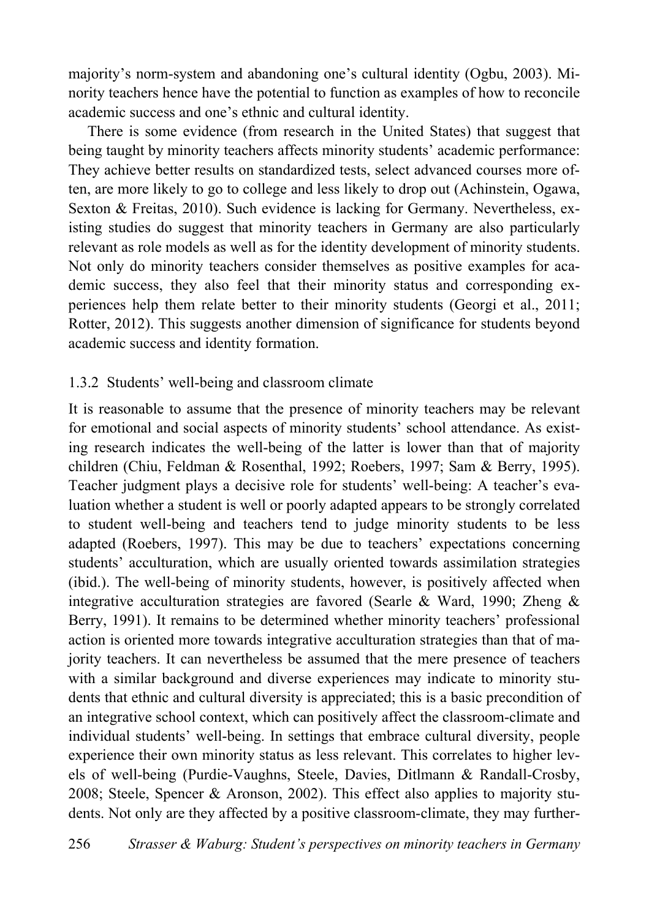majority's norm-system and abandoning one's cultural identity (Ogbu, 2003). Minority teachers hence have the potential to function as examples of how to reconcile academic success and one's ethnic and cultural identity.

There is some evidence (from research in the United States) that suggest that being taught by minority teachers affects minority students' academic performance: They achieve better results on standardized tests, select advanced courses more often, are more likely to go to college and less likely to drop out (Achinstein, Ogawa, Sexton & Freitas, 2010). Such evidence is lacking for Germany. Nevertheless, existing studies do suggest that minority teachers in Germany are also particularly relevant as role models as well as for the identity development of minority students. Not only do minority teachers consider themselves as positive examples for academic success, they also feel that their minority status and corresponding experiences help them relate better to their minority students (Georgi et al., 2011; Rotter, 2012). This suggests another dimension of significance for students beyond academic success and identity formation.

### 1.3.2 Students' well-being and classroom climate

It is reasonable to assume that the presence of minority teachers may be relevant for emotional and social aspects of minority students' school attendance. As existing research indicates the well-being of the latter is lower than that of majority children (Chiu, Feldman & Rosenthal, 1992; Roebers, 1997; Sam & Berry, 1995). Teacher judgment plays a decisive role for students' well-being: A teacher's evaluation whether a student is well or poorly adapted appears to be strongly correlated to student well-being and teachers tend to judge minority students to be less adapted (Roebers, 1997). This may be due to teachers' expectations concerning students' acculturation, which are usually oriented towards assimilation strategies (ibid.). The well-being of minority students, however, is positively affected when integrative acculturation strategies are favored (Searle & Ward, 1990; Zheng & Berry, 1991). It remains to be determined whether minority teachers' professional action is oriented more towards integrative acculturation strategies than that of majority teachers. It can nevertheless be assumed that the mere presence of teachers with a similar background and diverse experiences may indicate to minority students that ethnic and cultural diversity is appreciated; this is a basic precondition of an integrative school context, which can positively affect the classroom-climate and individual students' well-being. In settings that embrace cultural diversity, people experience their own minority status as less relevant. This correlates to higher levels of well-being (Purdie-Vaughns, Steele, Davies, Ditlmann & Randall-Crosby, 2008; Steele, Spencer & Aronson, 2002). This effect also applies to majority students. Not only are they affected by a positive classroom-climate, they may further-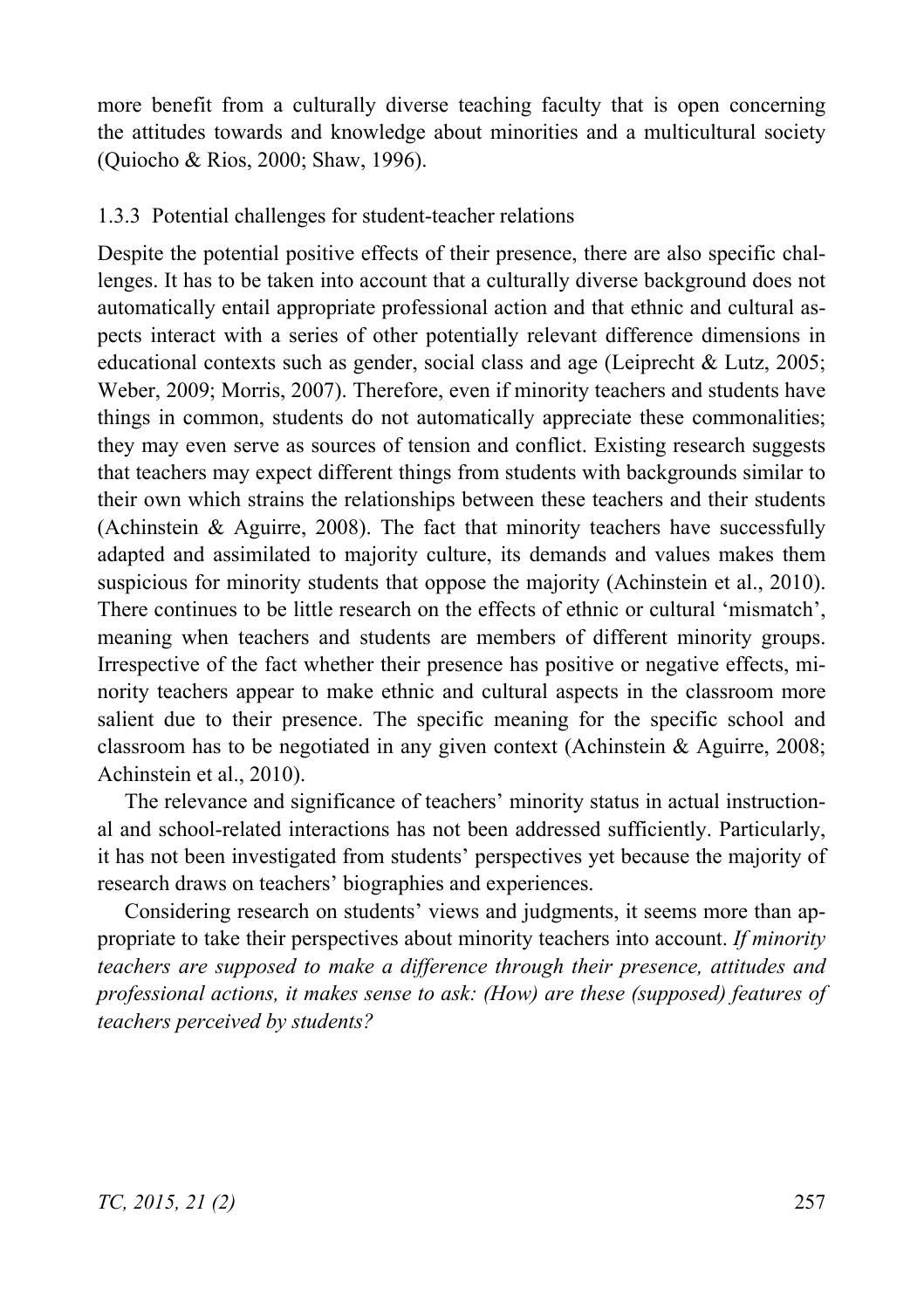more benefit from a culturally diverse teaching faculty that is open concerning the attitudes towards and knowledge about minorities and a multicultural society (Quiocho & Rios, 2000; Shaw, 1996).

### 1.3.3 Potential challenges for student-teacher relations

Despite the potential positive effects of their presence, there are also specific challenges. It has to be taken into account that a culturally diverse background does not automatically entail appropriate professional action and that ethnic and cultural aspects interact with a series of other potentially relevant difference dimensions in educational contexts such as gender, social class and age (Leiprecht & Lutz, 2005; Weber, 2009; Morris, 2007). Therefore, even if minority teachers and students have things in common, students do not automatically appreciate these commonalities; they may even serve as sources of tension and conflict. Existing research suggests that teachers may expect different things from students with backgrounds similar to their own which strains the relationships between these teachers and their students (Achinstein & Aguirre, 2008). The fact that minority teachers have successfully adapted and assimilated to majority culture, its demands and values makes them suspicious for minority students that oppose the majority (Achinstein et al., 2010). There continues to be little research on the effects of ethnic or cultural 'mismatch', meaning when teachers and students are members of different minority groups. Irrespective of the fact whether their presence has positive or negative effects, minority teachers appear to make ethnic and cultural aspects in the classroom more salient due to their presence. The specific meaning for the specific school and classroom has to be negotiated in any given context (Achinstein & Aguirre, 2008; Achinstein et al., 2010).

The relevance and significance of teachers' minority status in actual instructional and school-related interactions has not been addressed sufficiently. Particularly, it has not been investigated from students' perspectives yet because the majority of research draws on teachers' biographies and experiences.

Considering research on students' views and judgments, it seems more than appropriate to take their perspectives about minority teachers into account. *If minority teachers are supposed to make a difference through their presence, attitudes and professional actions, it makes sense to ask: (How) are these (supposed) features of teachers perceived by students?*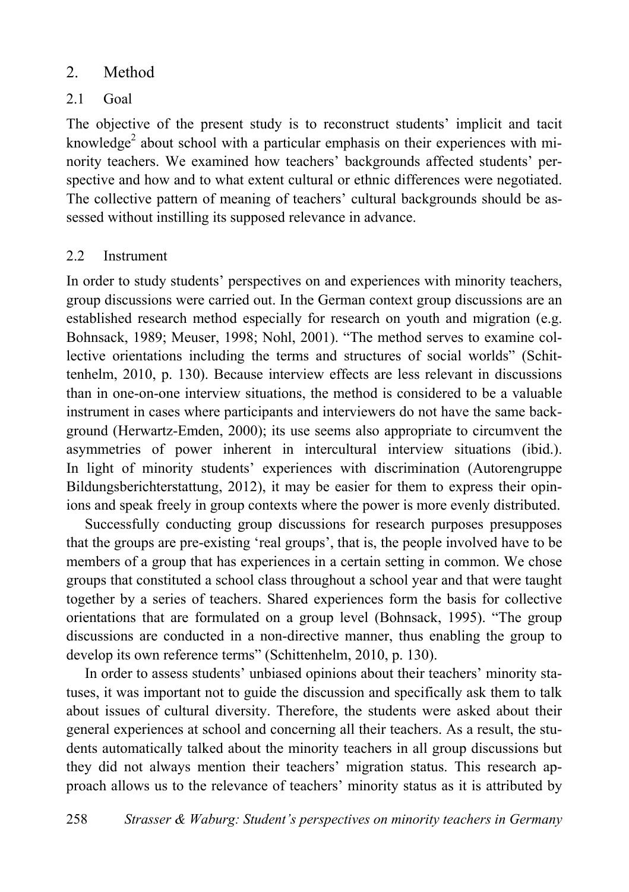## 2. Method

### 2.1 Goal

The objective of the present study is to reconstruct students' implicit and tacit knowledge[2] about school with a particular emphasis on their experiences with minority teachers. We examined how teachers' backgrounds affected students' perspective and how and to what extent cultural or ethnic differences were negotiated. The collective pattern of meaning of teachers' cultural backgrounds should be assessed without instilling its supposed relevance in advance.

### 2.2 Instrument

In order to study students' perspectives on and experiences with minority teachers, group discussions were carried out. In the German context group discussions are an established research method especially for research on youth and migration (e.g. Bohnsack, 1989; Meuser, 1998; Nohl, 2001). "The method serves to examine collective orientations including the terms and structures of social worlds" (Schittenhelm, 2010, p. 130). Because interview effects are less relevant in discussions than in one-on-one interview situations, the method is considered to be a valuable instrument in cases where participants and interviewers do not have the same background (Herwartz-Emden, 2000); its use seems also appropriate to circumvent the asymmetries of power inherent in intercultural interview situations (ibid.). In light of minority students' experiences with discrimination (Autorengruppe Bildungsberichterstattung, 2012), it may be easier for them to express their opinions and speak freely in group contexts where the power is more evenly distributed.

Successfully conducting group discussions for research purposes presupposes that the groups are pre-existing 'real groups', that is, the people involved have to be members of a group that has experiences in a certain setting in common. We chose groups that constituted a school class throughout a school year and that were taught together by a series of teachers. Shared experiences form the basis for collective orientations that are formulated on a group level (Bohnsack, 1995). "The group discussions are conducted in a non-directive manner, thus enabling the group to develop its own reference terms" (Schittenhelm, 2010, p. 130).

In order to assess students' unbiased opinions about their teachers' minority statuses, it was important not to guide the discussion and specifically ask them to talk about issues of cultural diversity. Therefore, the students were asked about their general experiences at school and concerning all their teachers. As a result, the students automatically talked about the minority teachers in all group discussions but they did not always mention their teachers' migration status. This research approach allows us to the relevance of teachers' minority status as it is attributed by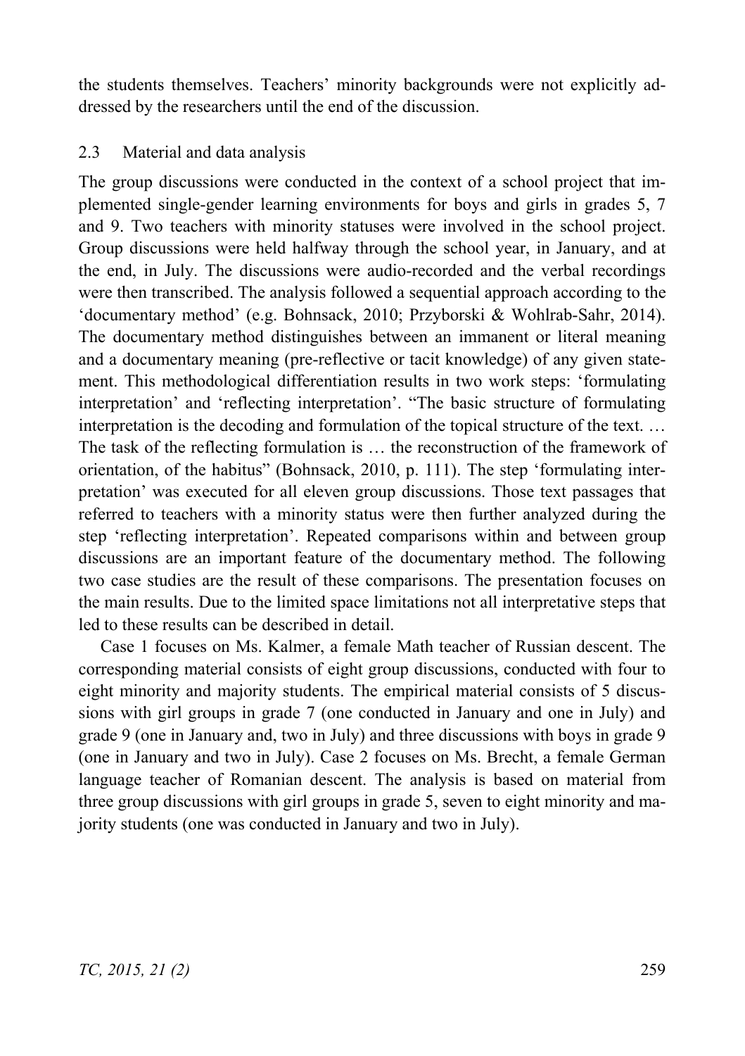the students themselves. Teachers' minority backgrounds were not explicitly addressed by the researchers until the end of the discussion.

### 2.3 Material and data analysis

The group discussions were conducted in the context of a school project that implemented single-gender learning environments for boys and girls in grades 5, 7 and 9. Two teachers with minority statuses were involved in the school project. Group discussions were held halfway through the school year, in January, and at the end, in July. The discussions were audio-recorded and the verbal recordings were then transcribed. The analysis followed a sequential approach according to the 'documentary method' (e.g. Bohnsack, 2010; Przyborski & Wohlrab-Sahr, 2014). The documentary method distinguishes between an immanent or literal meaning and a documentary meaning (pre-reflective or tacit knowledge) of any given statement. This methodological differentiation results in two work steps: 'formulating interpretation' and 'reflecting interpretation'. "The basic structure of formulating interpretation is the decoding and formulation of the topical structure of the text. … The task of the reflecting formulation is … the reconstruction of the framework of orientation, of the habitus" (Bohnsack, 2010, p. 111). The step 'formulating interpretation' was executed for all eleven group discussions. Those text passages that referred to teachers with a minority status were then further analyzed during the step 'reflecting interpretation'. Repeated comparisons within and between group discussions are an important feature of the documentary method. The following two case studies are the result of these comparisons. The presentation focuses on the main results. Due to the limited space limitations not all interpretative steps that led to these results can be described in detail.

Case 1 focuses on Ms. Kalmer, a female Math teacher of Russian descent. The corresponding material consists of eight group discussions, conducted with four to eight minority and majority students. The empirical material consists of 5 discussions with girl groups in grade 7 (one conducted in January and one in July) and grade 9 (one in January and, two in July) and three discussions with boys in grade 9 (one in January and two in July). Case 2 focuses on Ms. Brecht, a female German language teacher of Romanian descent. The analysis is based on material from three group discussions with girl groups in grade 5, seven to eight minority and majority students (one was conducted in January and two in July).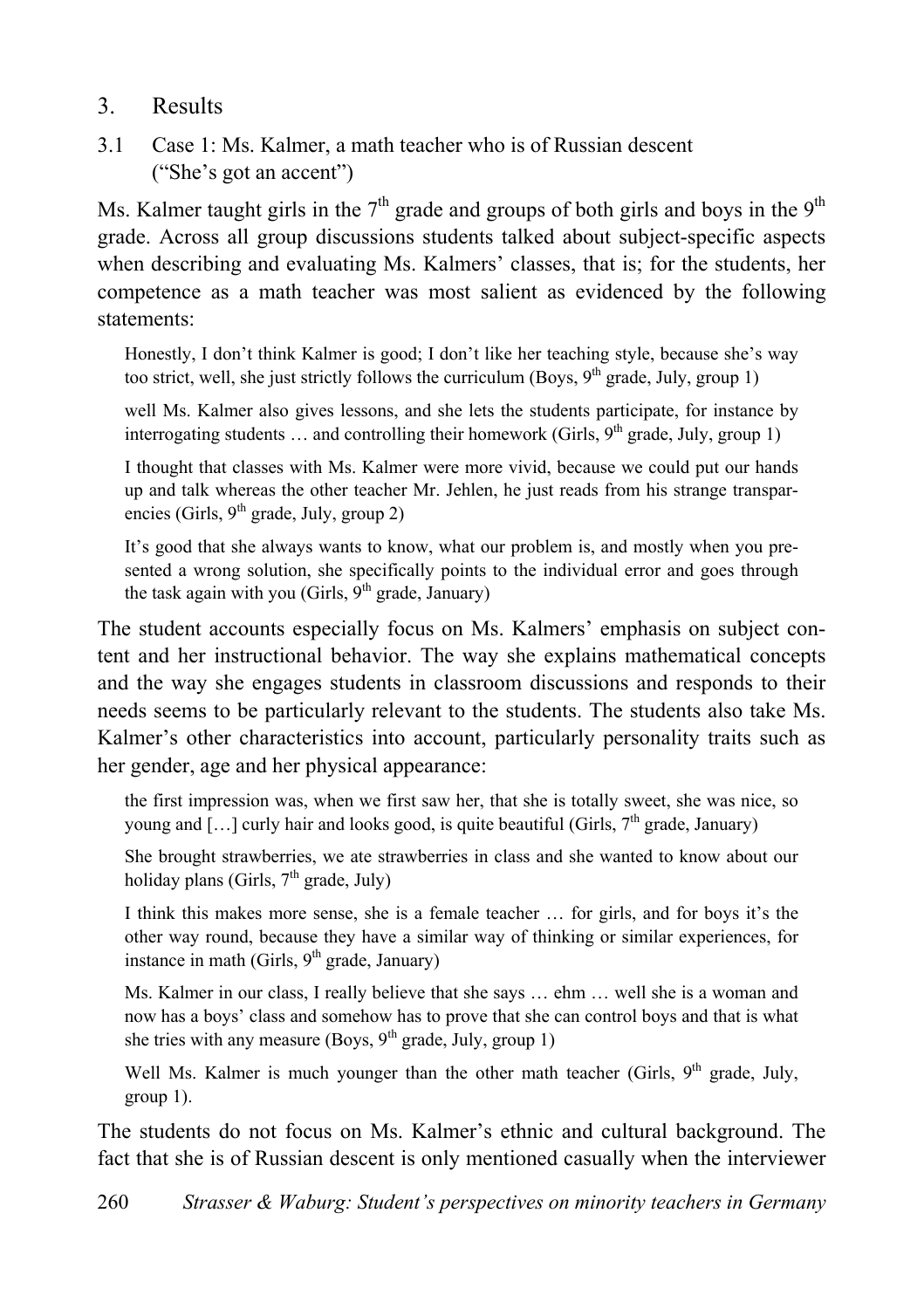# 3. Results

## 3.1 Case 1: Ms. Kalmer, a math teacher who is of Russian descent ("She's got an accent")

Ms. Kalmer taught girls in the 7th grade and groups of both girls and boys in the 9th grade. Across all group discussions students talked about subject-specific aspects when describing and evaluating Ms. Kalmers' classes, that is; for the students, her competence as a math teacher was most salient as evidenced by the following statements:

> Honestly, I don't think Kalmer is good; I don't like her teaching style, because she's way too strict, well, she just strictly follows the curriculum (Boys, 9th grade, July, group 1)

> well Ms. Kalmer also gives lessons, and she lets the students participate, for instance by interrogating students … and controlling their homework (Girls, 9th grade, July, group 1)

> I thought that classes with Ms. Kalmer were more vivid, because we could put our hands up and talk whereas the other teacher Mr. Jehlen, he just reads from his strange transparencies (Girls, 9th grade, July, group 2)

> It's good that she always wants to know, what our problem is, and mostly when you presented a wrong solution, she specifically points to the individual error and goes through the task again with you (Girls, 9th grade, January)

The student accounts especially focus on Ms. Kalmers' emphasis on subject content and her instructional behavior. The way she explains mathematical concepts and the way she engages students in classroom discussions and responds to their needs seems to be particularly relevant to the students. The students also take Ms. Kalmer's other characteristics into account, particularly personality traits such as her gender, age and her physical appearance:

> the first impression was, when we first saw her, that she is totally sweet, she was nice, so young and […] curly hair and looks good, is quite beautiful (Girls, 7th grade, January)

> She brought strawberries, we ate strawberries in class and she wanted to know about our holiday plans (Girls, 7th grade, July)

> I think this makes more sense, she is a female teacher … for girls, and for boys it's the other way round, because they have a similar way of thinking or similar experiences, for instance in math (Girls, 9th grade, January)

> Ms. Kalmer in our class, I really believe that she says … ehm … well she is a woman and now has a boys' class and somehow has to prove that she can control boys and that is what she tries with any measure (Boys, 9th grade, July, group 1)

> Well Ms. Kalmer is much younger than the other math teacher (Girls, 9th grade, July, group 1).

The students do not focus on Ms. Kalmer's ethnic and cultural background. The fact that she is of Russian descent is only mentioned casually when the interviewer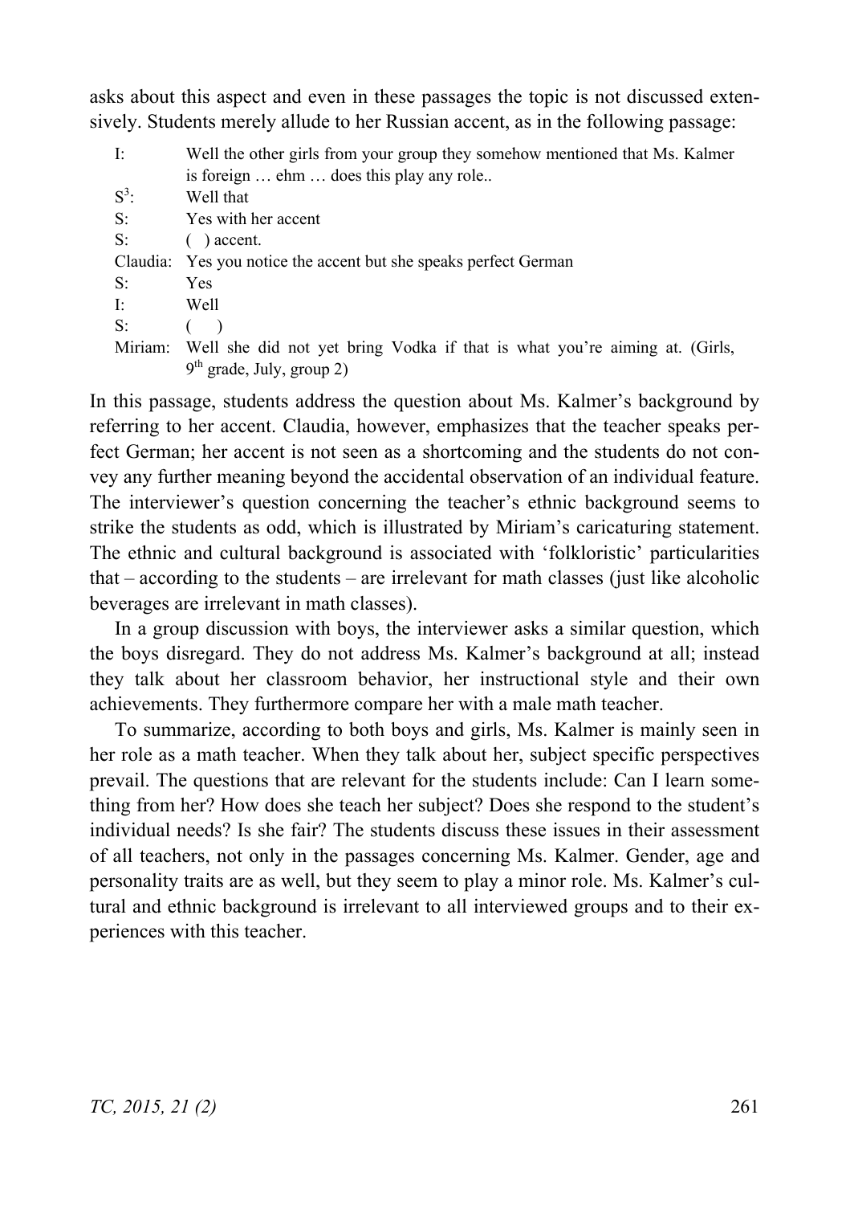asks about this aspect and even in these passages the topic is not discussed extensively. Students merely allude to her Russian accent, as in the following passage:

> I: Well the other girls from your group they somehow mentioned that Ms. Kalmer is foreign … ehm … does this play any role..
> S[3]: Well that
> S: Yes with her accent
> S: ( ) accent.
> Claudia: Yes you notice the accent but she speaks perfect German
> S: Yes
> I: Well
> S: (  )
> Miriam: Well she did not yet bring Vodka if that is what you're aiming at. (Girls, 9th grade, July, group 2)

In this passage, students address the question about Ms. Kalmer's background by referring to her accent. Claudia, however, emphasizes that the teacher speaks perfect German; her accent is not seen as a shortcoming and the students do not convey any further meaning beyond the accidental observation of an individual feature. The interviewer's question concerning the teacher's ethnic background seems to strike the students as odd, which is illustrated by Miriam's caricaturing statement. The ethnic and cultural background is associated with 'folkloristic' particularities that – according to the students – are irrelevant for math classes (just like alcoholic beverages are irrelevant in math classes).

In a group discussion with boys, the interviewer asks a similar question, which the boys disregard. They do not address Ms. Kalmer's background at all; instead they talk about her classroom behavior, her instructional style and their own achievements. They furthermore compare her with a male math teacher.

To summarize, according to both boys and girls, Ms. Kalmer is mainly seen in her role as a math teacher. When they talk about her, subject specific perspectives prevail. The questions that are relevant for the students include: Can I learn something from her? How does she teach her subject? Does she respond to the student's individual needs? Is she fair? The students discuss these issues in their assessment of all teachers, not only in the passages concerning Ms. Kalmer. Gender, age and personality traits are as well, but they seem to play a minor role. Ms. Kalmer's cultural and ethnic background is irrelevant to all interviewed groups and to their experiences with this teacher.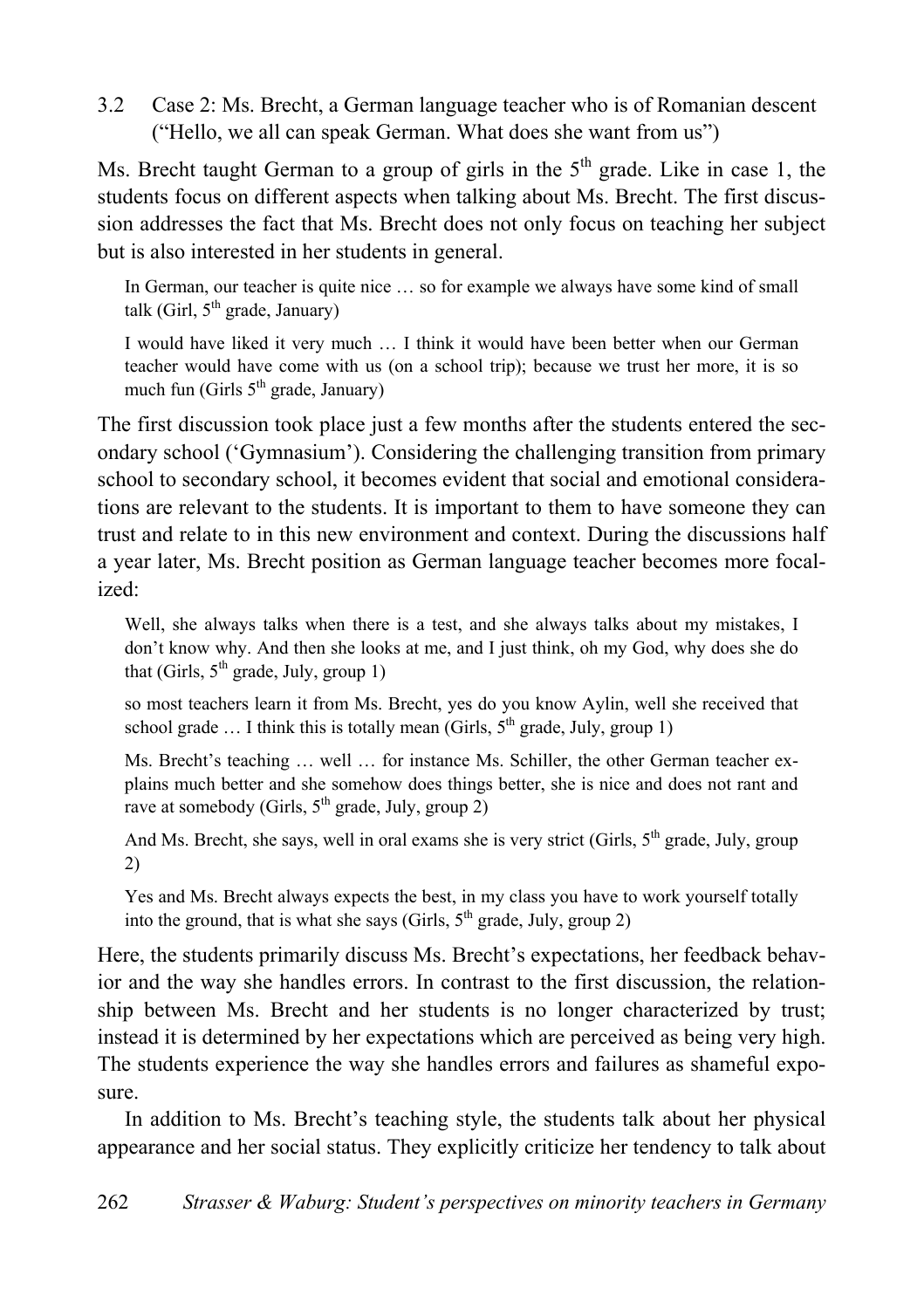### 3.2 Case 2: Ms. Brecht, a German language teacher who is of Romanian descent ("Hello, we all can speak German. What does she want from us")

Ms. Brecht taught German to a group of girls in the 5th grade. Like in case 1, the students focus on different aspects when talking about Ms. Brecht. The first discussion addresses the fact that Ms. Brecht does not only focus on teaching her subject but is also interested in her students in general.

> In German, our teacher is quite nice … so for example we always have some kind of small talk (Girl, 5th grade, January)

> I would have liked it very much … I think it would have been better when our German teacher would have come with us (on a school trip); because we trust her more, it is so much fun (Girls 5th grade, January)

The first discussion took place just a few months after the students entered the secondary school ('Gymnasium'). Considering the challenging transition from primary school to secondary school, it becomes evident that social and emotional considerations are relevant to the students. It is important to them to have someone they can trust and relate to in this new environment and context. During the discussions half a year later, Ms. Brecht position as German language teacher becomes more focalized:

> Well, she always talks when there is a test, and she always talks about my mistakes, I don't know why. And then she looks at me, and I just think, oh my God, why does she do that (Girls, 5th grade, July, group 1)

> so most teachers learn it from Ms. Brecht, yes do you know Aylin, well she received that school grade … I think this is totally mean (Girls, 5th grade, July, group 1)

> Ms. Brecht's teaching … well … for instance Ms. Schiller, the other German teacher explains much better and she somehow does things better, she is nice and does not rant and rave at somebody (Girls, 5th grade, July, group 2)

> And Ms. Brecht, she says, well in oral exams she is very strict (Girls, 5th grade, July, group 2)

> Yes and Ms. Brecht always expects the best, in my class you have to work yourself totally into the ground, that is what she says (Girls, 5th grade, July, group 2)

Here, the students primarily discuss Ms. Brecht's expectations, her feedback behavior and the way she handles errors. In contrast to the first discussion, the relationship between Ms. Brecht and her students is no longer characterized by trust; instead it is determined by her expectations which are perceived as being very high. The students experience the way she handles errors and failures as shameful exposure.

In addition to Ms. Brecht's teaching style, the students talk about her physical appearance and her social status. They explicitly criticize her tendency to talk about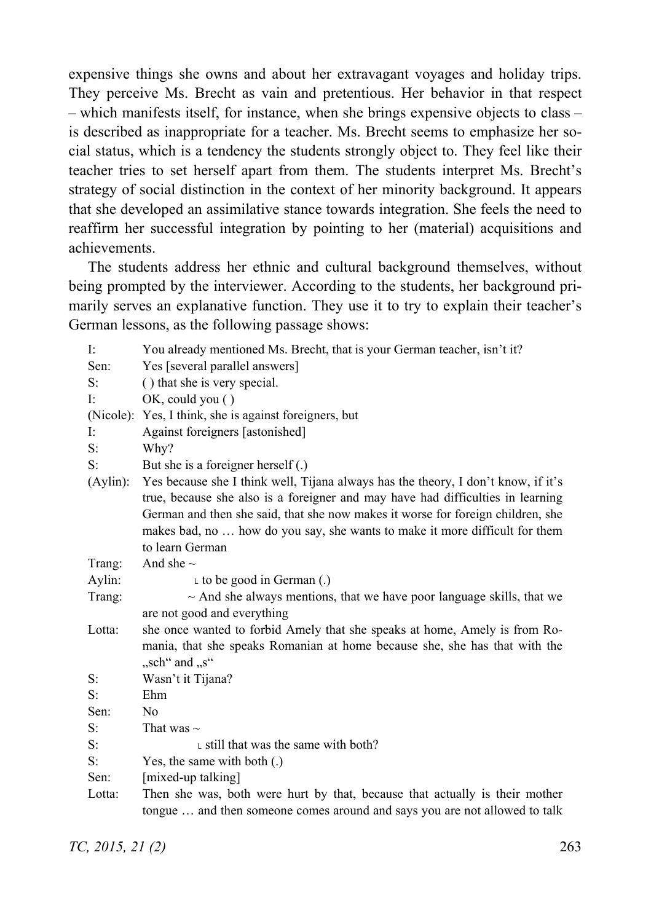expensive things she owns and about her extravagant voyages and holiday trips. They perceive Ms. Brecht as vain and pretentious. Her behavior in that respect – which manifests itself, for instance, when she brings expensive objects to class – is described as inappropriate for a teacher. Ms. Brecht seems to emphasize her social status, which is a tendency the students strongly object to. They feel like their teacher tries to set herself apart from them. The students interpret Ms. Brecht's strategy of social distinction in the context of her minority background. It appears that she developed an assimilative stance towards integration. She feels the need to reaffirm her successful integration by pointing to her (material) acquisitions and achievements.

The students address her ethnic and cultural background themselves, without being prompted by the interviewer. According to the students, her background primarily serves an explanative function. They use it to try to explain their teacher's German lessons, as the following passage shows:

| | |
|---|---|
| I: | You already mentioned Ms. Brecht, that is your German teacher, isn't it? |
| Sen: | Yes [several parallel answers] |
| S: | ( ) that she is very special. |
| I: | OK, could you ( ) |
| (Nicole): | Yes, I think, she is against foreigners, but |
| I: | Against foreigners [astonished] |
| S: | Why? |
| S: | But she is a foreigner herself (.) |
| (Aylin): | Yes because she I think well, Tijana always has the theory, I don't know, if it's true, because she also is a foreigner and may have had difficulties in learning German and then she said, that she now makes it worse for foreign children, she makes bad, no … how do you say, she wants to make it more difficult for them to learn German |
| Trang: | And she ~ |
| Aylin: | ∟ to be good in German (.) |
| Trang: | ~ And she always mentions, that we have poor language skills, that we are not good and everything |
| Lotta: | she once wanted to forbid Amely that she speaks at home, Amely is from Romania, that she speaks Romanian at home because she, she has that with the „sch" and „s" |
| S: | Wasn't it Tijana? |
| S: | Ehm |
| Sen: | No |
| S: | That was ~ |
| S: | ∟ still that was the same with both? |
| S: | Yes, the same with both (.) |
| Sen: | [mixed-up talking] |
| Lotta: | Then she was, both were hurt by that, because that actually is their mother tongue … and then someone comes around and says you are not allowed to talk |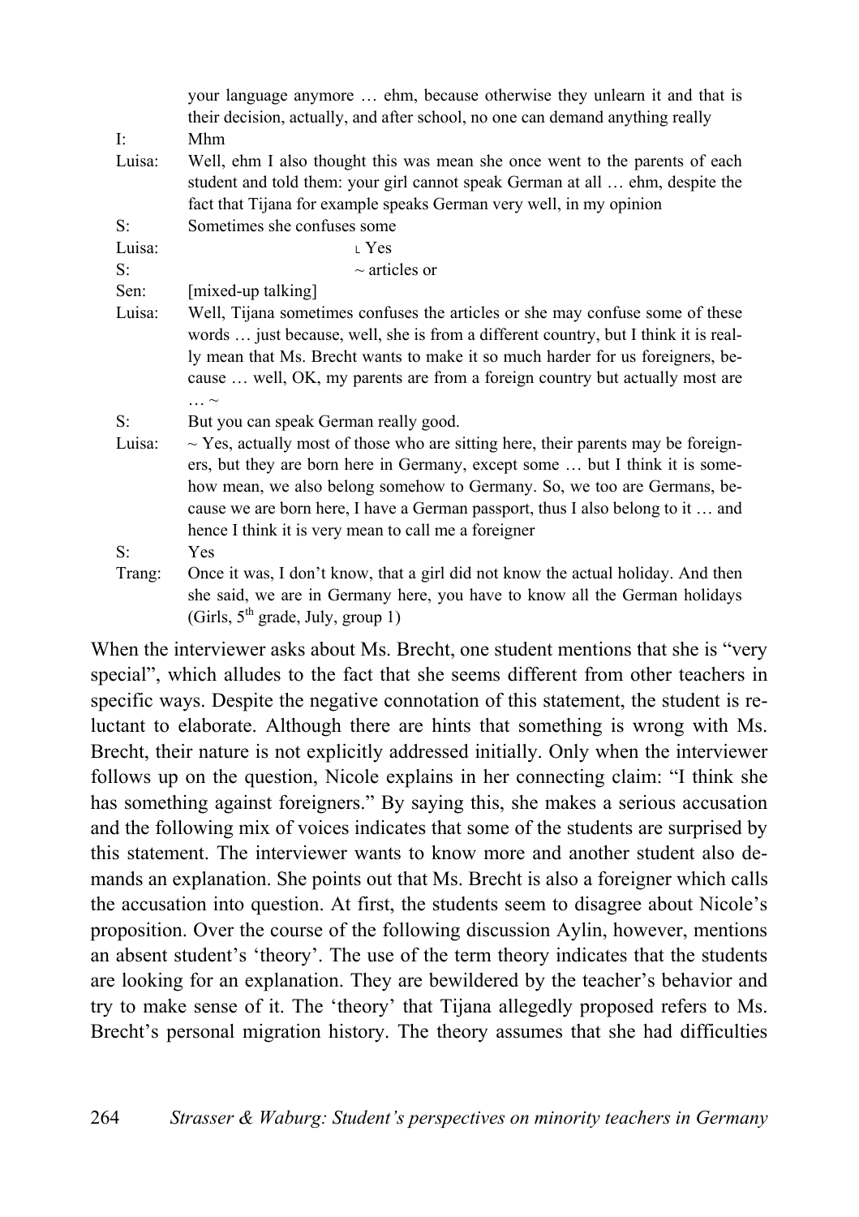your language anymore … ehm, because otherwise they unlearn it and that is their decision, actually, and after school, no one can demand anything really

I: Mhm

Luisa: Well, ehm I also thought this was mean she once went to the parents of each student and told them: your girl cannot speak German at all … ehm, despite the fact that Tijana for example speaks German very well, in my opinion

S: Sometimes she confuses some

Luisa: ∟ Yes

S: ~ articles or

Sen: [mixed-up talking]

Luisa: Well, Tijana sometimes confuses the articles or she may confuse some of these words … just because, well, she is from a different country, but I think it is really mean that Ms. Brecht wants to make it so much harder for us foreigners, because … well, OK, my parents are from a foreign country but actually most are … ~

S: But you can speak German really good.

Luisa: ~ Yes, actually most of those who are sitting here, their parents may be foreigners, but they are born here in Germany, except some … but I think it is somehow mean, we also belong somehow to Germany. So, we too are Germans, because we are born here, I have a German passport, thus I also belong to it … and hence I think it is very mean to call me a foreigner

S: Yes

Trang: Once it was, I don't know, that a girl did not know the actual holiday. And then she said, we are in Germany here, you have to know all the German holidays (Girls, 5th grade, July, group 1)

When the interviewer asks about Ms. Brecht, one student mentions that she is "very special", which alludes to the fact that she seems different from other teachers in specific ways. Despite the negative connotation of this statement, the student is reluctant to elaborate. Although there are hints that something is wrong with Ms. Brecht, their nature is not explicitly addressed initially. Only when the interviewer follows up on the question, Nicole explains in her connecting claim: "I think she has something against foreigners." By saying this, she makes a serious accusation and the following mix of voices indicates that some of the students are surprised by this statement. The interviewer wants to know more and another student also demands an explanation. She points out that Ms. Brecht is also a foreigner which calls the accusation into question. At first, the students seem to disagree about Nicole's proposition. Over the course of the following discussion Aylin, however, mentions an absent student's 'theory'. The use of the term theory indicates that the students are looking for an explanation. They are bewildered by the teacher's behavior and try to make sense of it. The 'theory' that Tijana allegedly proposed refers to Ms. Brecht's personal migration history. The theory assumes that she had difficulties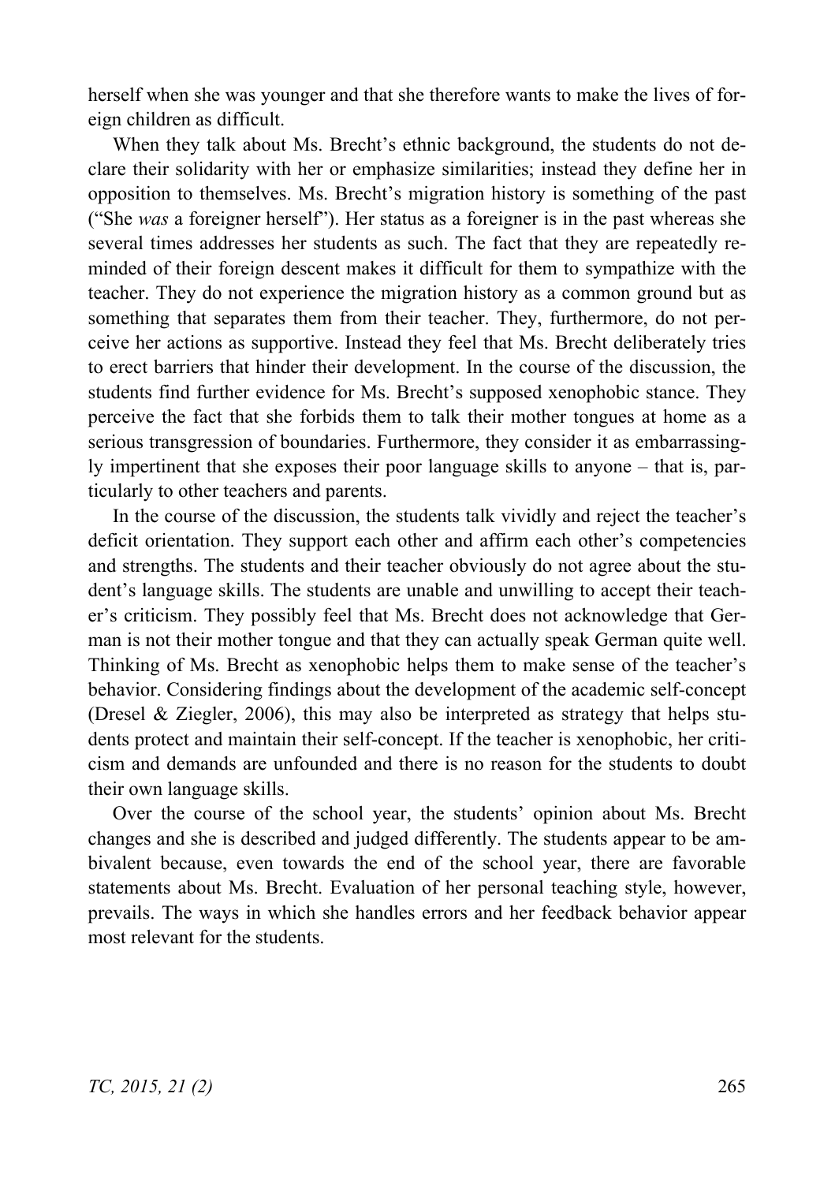herself when she was younger and that she therefore wants to make the lives of foreign children as difficult.

When they talk about Ms. Brecht's ethnic background, the students do not declare their solidarity with her or emphasize similarities; instead they define her in opposition to themselves. Ms. Brecht's migration history is something of the past ("She *was* a foreigner herself"). Her status as a foreigner is in the past whereas she several times addresses her students as such. The fact that they are repeatedly reminded of their foreign descent makes it difficult for them to sympathize with the teacher. They do not experience the migration history as a common ground but as something that separates them from their teacher. They, furthermore, do not perceive her actions as supportive. Instead they feel that Ms. Brecht deliberately tries to erect barriers that hinder their development. In the course of the discussion, the students find further evidence for Ms. Brecht's supposed xenophobic stance. They perceive the fact that she forbids them to talk their mother tongues at home as a serious transgression of boundaries. Furthermore, they consider it as embarrassingly impertinent that she exposes their poor language skills to anyone – that is, particularly to other teachers and parents.

In the course of the discussion, the students talk vividly and reject the teacher's deficit orientation. They support each other and affirm each other's competencies and strengths. The students and their teacher obviously do not agree about the student's language skills. The students are unable and unwilling to accept their teacher's criticism. They possibly feel that Ms. Brecht does not acknowledge that German is not their mother tongue and that they can actually speak German quite well. Thinking of Ms. Brecht as xenophobic helps them to make sense of the teacher's behavior. Considering findings about the development of the academic self-concept (Dresel & Ziegler, 2006), this may also be interpreted as strategy that helps students protect and maintain their self-concept. If the teacher is xenophobic, her criticism and demands are unfounded and there is no reason for the students to doubt their own language skills.

Over the course of the school year, the students' opinion about Ms. Brecht changes and she is described and judged differently. The students appear to be ambivalent because, even towards the end of the school year, there are favorable statements about Ms. Brecht. Evaluation of her personal teaching style, however, prevails. The ways in which she handles errors and her feedback behavior appear most relevant for the students.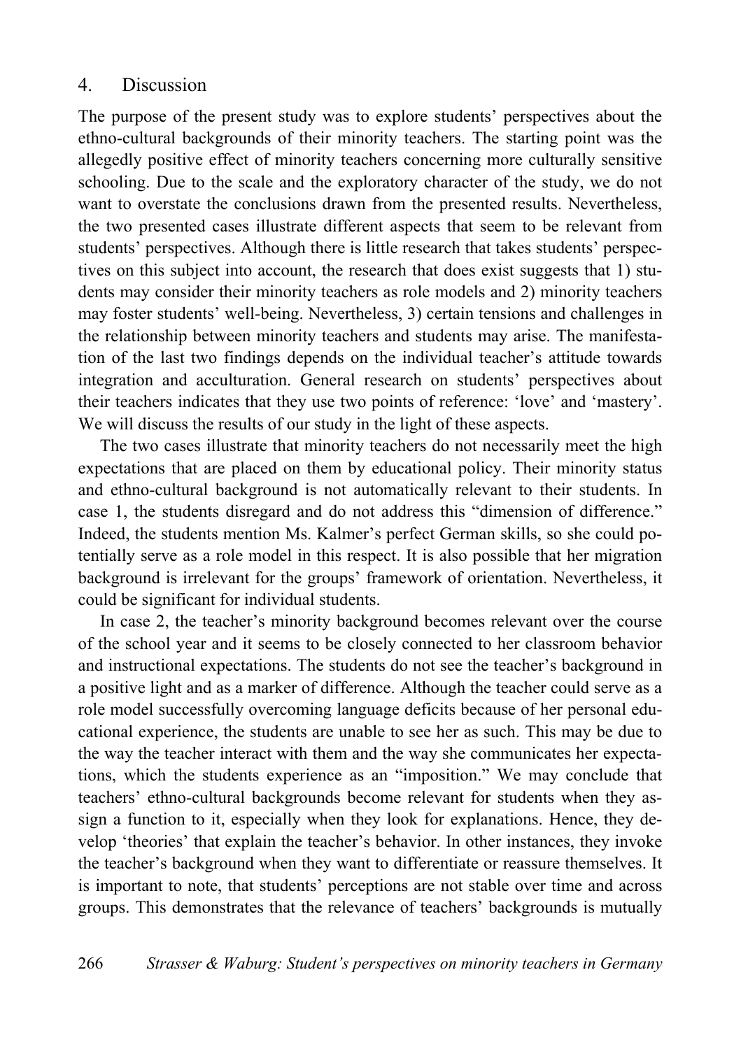## 4. Discussion

The purpose of the present study was to explore students' perspectives about the ethno-cultural backgrounds of their minority teachers. The starting point was the allegedly positive effect of minority teachers concerning more culturally sensitive schooling. Due to the scale and the exploratory character of the study, we do not want to overstate the conclusions drawn from the presented results. Nevertheless, the two presented cases illustrate different aspects that seem to be relevant from students' perspectives. Although there is little research that takes students' perspectives on this subject into account, the research that does exist suggests that 1) students may consider their minority teachers as role models and 2) minority teachers may foster students' well-being. Nevertheless, 3) certain tensions and challenges in the relationship between minority teachers and students may arise. The manifestation of the last two findings depends on the individual teacher's attitude towards integration and acculturation. General research on students' perspectives about their teachers indicates that they use two points of reference: 'love' and 'mastery'. We will discuss the results of our study in the light of these aspects.

The two cases illustrate that minority teachers do not necessarily meet the high expectations that are placed on them by educational policy. Their minority status and ethno-cultural background is not automatically relevant to their students. In case 1, the students disregard and do not address this "dimension of difference." Indeed, the students mention Ms. Kalmer's perfect German skills, so she could potentially serve as a role model in this respect. It is also possible that her migration background is irrelevant for the groups' framework of orientation. Nevertheless, it could be significant for individual students.

In case 2, the teacher's minority background becomes relevant over the course of the school year and it seems to be closely connected to her classroom behavior and instructional expectations. The students do not see the teacher's background in a positive light and as a marker of difference. Although the teacher could serve as a role model successfully overcoming language deficits because of her personal educational experience, the students are unable to see her as such. This may be due to the way the teacher interact with them and the way she communicates her expectations, which the students experience as an "imposition." We may conclude that teachers' ethno-cultural backgrounds become relevant for students when they assign a function to it, especially when they look for explanations. Hence, they develop 'theories' that explain the teacher's behavior. In other instances, they invoke the teacher's background when they want to differentiate or reassure themselves. It is important to note, that students' perceptions are not stable over time and across groups. This demonstrates that the relevance of teachers' backgrounds is mutually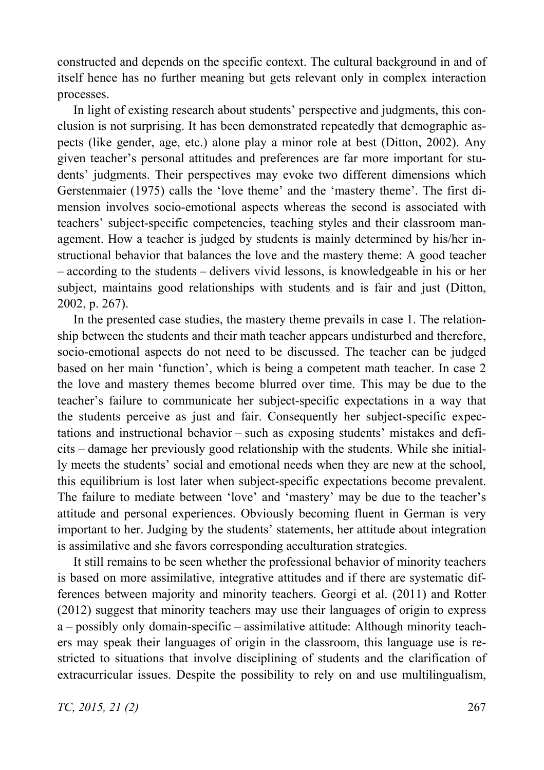constructed and depends on the specific context. The cultural background in and of itself hence has no further meaning but gets relevant only in complex interaction processes.

In light of existing research about students' perspective and judgments, this conclusion is not surprising. It has been demonstrated repeatedly that demographic aspects (like gender, age, etc.) alone play a minor role at best (Ditton, 2002). Any given teacher's personal attitudes and preferences are far more important for students' judgments. Their perspectives may evoke two different dimensions which Gerstenmaier (1975) calls the 'love theme' and the 'mastery theme'. The first dimension involves socio-emotional aspects whereas the second is associated with teachers' subject-specific competencies, teaching styles and their classroom management. How a teacher is judged by students is mainly determined by his/her instructional behavior that balances the love and the mastery theme: A good teacher – according to the students – delivers vivid lessons, is knowledgeable in his or her subject, maintains good relationships with students and is fair and just (Ditton, 2002, p. 267).

In the presented case studies, the mastery theme prevails in case 1. The relationship between the students and their math teacher appears undisturbed and therefore, socio-emotional aspects do not need to be discussed. The teacher can be judged based on her main 'function', which is being a competent math teacher. In case 2 the love and mastery themes become blurred over time. This may be due to the teacher's failure to communicate her subject-specific expectations in a way that the students perceive as just and fair. Consequently her subject-specific expectations and instructional behavior – such as exposing students' mistakes and deficits – damage her previously good relationship with the students. While she initially meets the students' social and emotional needs when they are new at the school, this equilibrium is lost later when subject-specific expectations become prevalent. The failure to mediate between 'love' and 'mastery' may be due to the teacher's attitude and personal experiences. Obviously becoming fluent in German is very important to her. Judging by the students' statements, her attitude about integration is assimilative and she favors corresponding acculturation strategies.

It still remains to be seen whether the professional behavior of minority teachers is based on more assimilative, integrative attitudes and if there are systematic differences between majority and minority teachers. Georgi et al. (2011) and Rotter (2012) suggest that minority teachers may use their languages of origin to express a – possibly only domain-specific – assimilative attitude: Although minority teachers may speak their languages of origin in the classroom, this language use is restricted to situations that involve disciplining of students and the clarification of extracurricular issues. Despite the possibility to rely on and use multilingualism,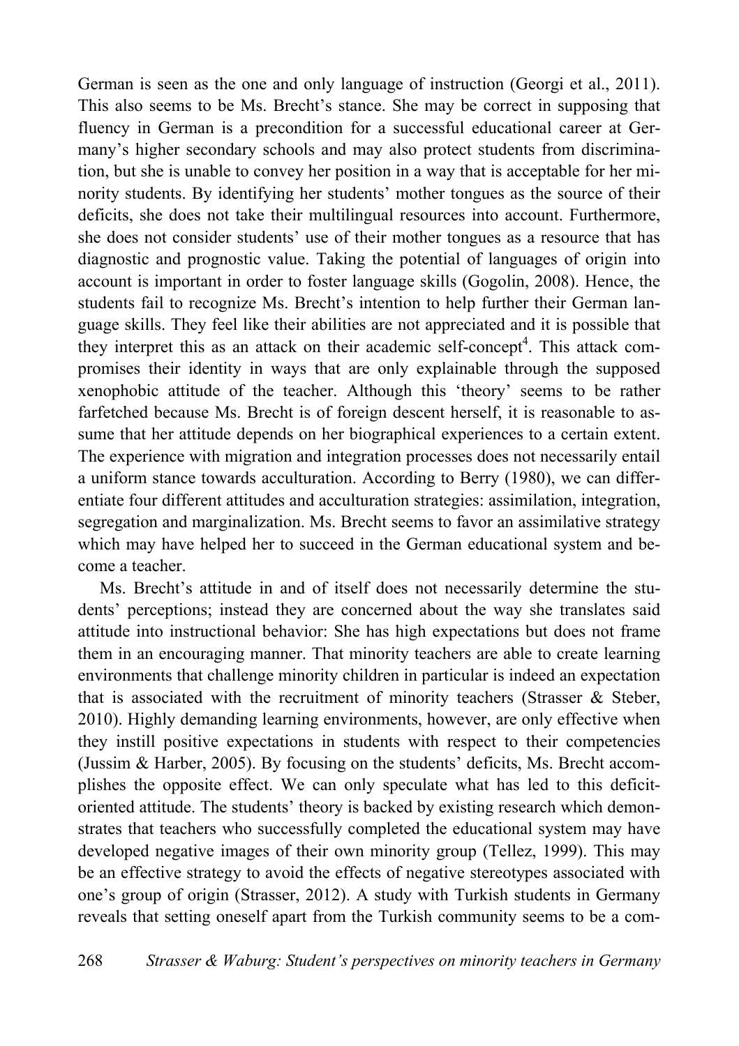German is seen as the one and only language of instruction (Georgi et al., 2011). This also seems to be Ms. Brecht's stance. She may be correct in supposing that fluency in German is a precondition for a successful educational career at Germany's higher secondary schools and may also protect students from discrimination, but she is unable to convey her position in a way that is acceptable for her minority students. By identifying her students' mother tongues as the source of their deficits, she does not take their multilingual resources into account. Furthermore, she does not consider students' use of their mother tongues as a resource that has diagnostic and prognostic value. Taking the potential of languages of origin into account is important in order to foster language skills (Gogolin, 2008). Hence, the students fail to recognize Ms. Brecht's intention to help further their German language skills. They feel like their abilities are not appreciated and it is possible that they interpret this as an attack on their academic self-concept[4]. This attack compromises their identity in ways that are only explainable through the supposed xenophobic attitude of the teacher. Although this 'theory' seems to be rather farfetched because Ms. Brecht is of foreign descent herself, it is reasonable to assume that her attitude depends on her biographical experiences to a certain extent. The experience with migration and integration processes does not necessarily entail a uniform stance towards acculturation. According to Berry (1980), we can differentiate four different attitudes and acculturation strategies: assimilation, integration, segregation and marginalization. Ms. Brecht seems to favor an assimilative strategy which may have helped her to succeed in the German educational system and become a teacher.

Ms. Brecht's attitude in and of itself does not necessarily determine the students' perceptions; instead they are concerned about the way she translates said attitude into instructional behavior: She has high expectations but does not frame them in an encouraging manner. That minority teachers are able to create learning environments that challenge minority children in particular is indeed an expectation that is associated with the recruitment of minority teachers (Strasser & Steber, 2010). Highly demanding learning environments, however, are only effective when they instill positive expectations in students with respect to their competencies (Jussim & Harber, 2005). By focusing on the students' deficits, Ms. Brecht accomplishes the opposite effect. We can only speculate what has led to this deficit-oriented attitude. The students' theory is backed by existing research which demonstrates that teachers who successfully completed the educational system may have developed negative images of their own minority group (Tellez, 1999). This may be an effective strategy to avoid the effects of negative stereotypes associated with one's group of origin (Strasser, 2012). A study with Turkish students in Germany reveals that setting oneself apart from the Turkish community seems to be a com-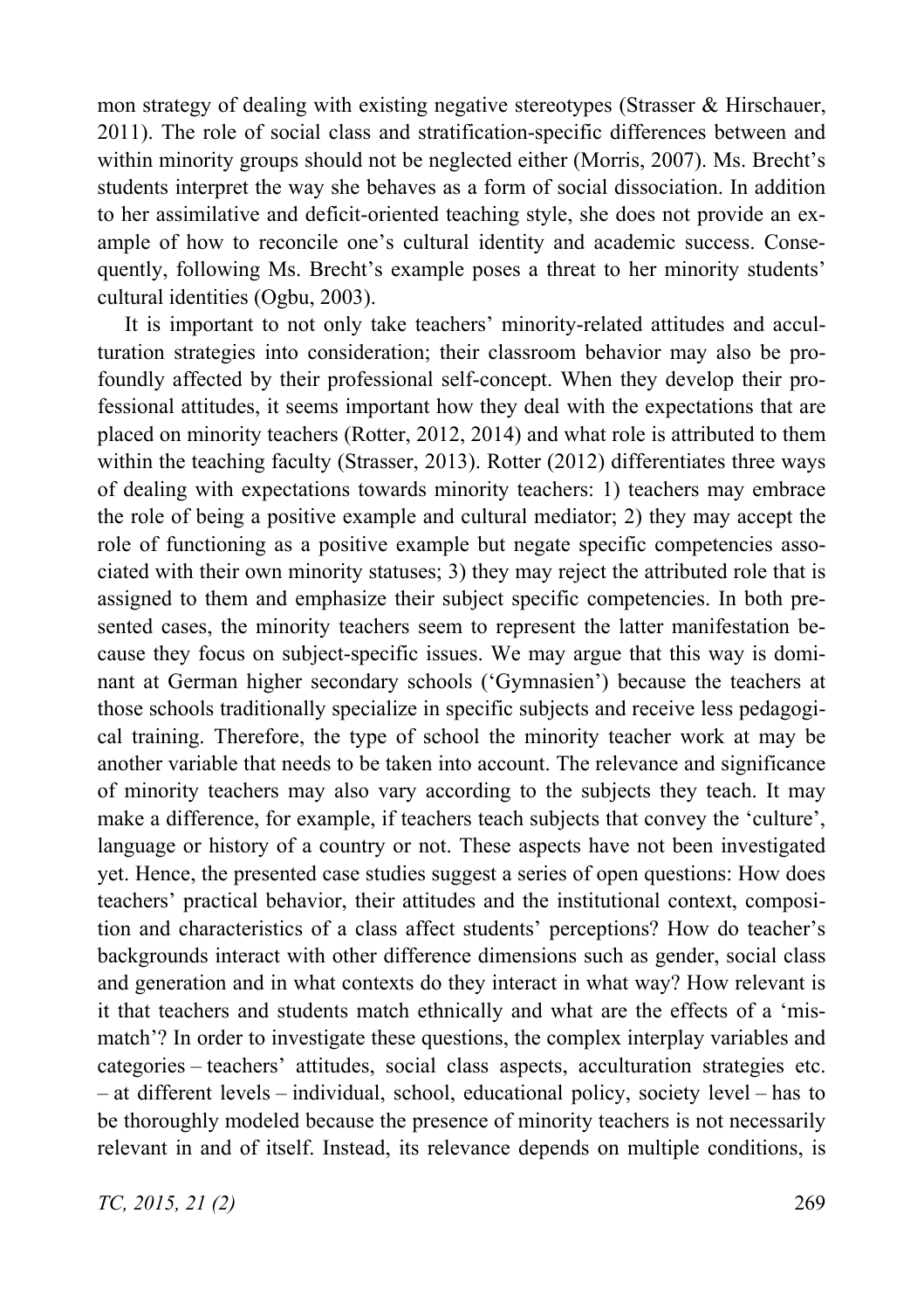mon strategy of dealing with existing negative stereotypes (Strasser & Hirschauer, 2011). The role of social class and stratification-specific differences between and within minority groups should not be neglected either (Morris, 2007). Ms. Brecht's students interpret the way she behaves as a form of social dissociation. In addition to her assimilative and deficit-oriented teaching style, she does not provide an example of how to reconcile one's cultural identity and academic success. Consequently, following Ms. Brecht's example poses a threat to her minority students' cultural identities (Ogbu, 2003).

It is important to not only take teachers' minority-related attitudes and acculturation strategies into consideration; their classroom behavior may also be profoundly affected by their professional self-concept. When they develop their professional attitudes, it seems important how they deal with the expectations that are placed on minority teachers (Rotter, 2012, 2014) and what role is attributed to them within the teaching faculty (Strasser, 2013). Rotter (2012) differentiates three ways of dealing with expectations towards minority teachers: 1) teachers may embrace the role of being a positive example and cultural mediator; 2) they may accept the role of functioning as a positive example but negate specific competencies associated with their own minority statuses; 3) they may reject the attributed role that is assigned to them and emphasize their subject specific competencies. In both presented cases, the minority teachers seem to represent the latter manifestation because they focus on subject-specific issues. We may argue that this way is dominant at German higher secondary schools ('Gymnasien') because the teachers at those schools traditionally specialize in specific subjects and receive less pedagogical training. Therefore, the type of school the minority teacher work at may be another variable that needs to be taken into account. The relevance and significance of minority teachers may also vary according to the subjects they teach. It may make a difference, for example, if teachers teach subjects that convey the 'culture', language or history of a country or not. These aspects have not been investigated yet. Hence, the presented case studies suggest a series of open questions: How does teachers' practical behavior, their attitudes and the institutional context, composition and characteristics of a class affect students' perceptions? How do teacher's backgrounds interact with other difference dimensions such as gender, social class and generation and in what contexts do they interact in what way? How relevant is it that teachers and students match ethnically and what are the effects of a 'mismatch'? In order to investigate these questions, the complex interplay variables and categories – teachers' attitudes, social class aspects, acculturation strategies etc. – at different levels – individual, school, educational policy, society level – has to be thoroughly modeled because the presence of minority teachers is not necessarily relevant in and of itself. Instead, its relevance depends on multiple conditions, is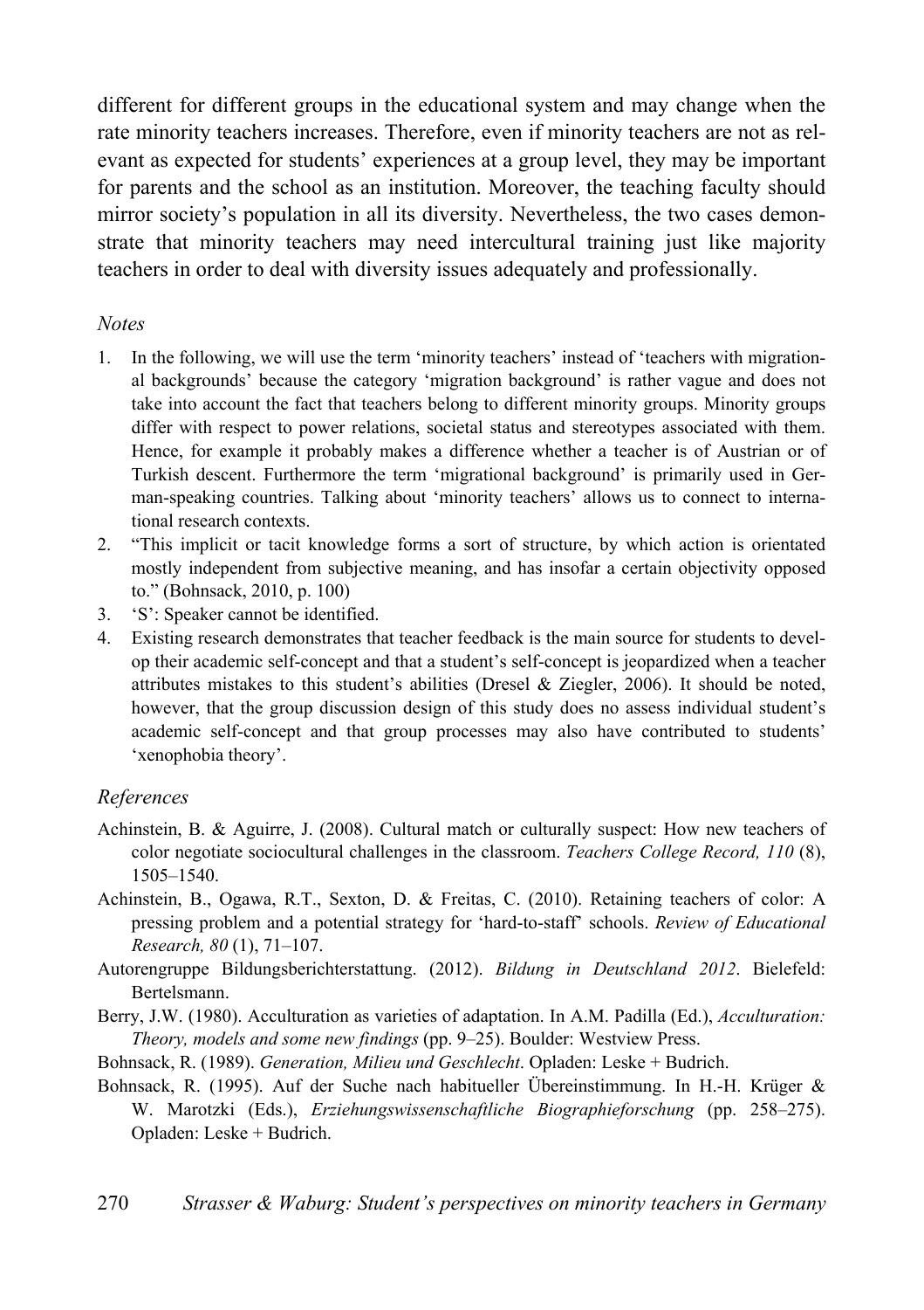different for different groups in the educational system and may change when the rate minority teachers increases. Therefore, even if minority teachers are not as relevant as expected for students' experiences at a group level, they may be important for parents and the school as an institution. Moreover, the teaching faculty should mirror society's population in all its diversity. Nevertheless, the two cases demonstrate that minority teachers may need intercultural training just like majority teachers in order to deal with diversity issues adequately and professionally.

### *Notes*

1. In the following, we will use the term 'minority teachers' instead of 'teachers with migrational backgrounds' because the category 'migration background' is rather vague and does not take into account the fact that teachers belong to different minority groups. Minority groups differ with respect to power relations, societal status and stereotypes associated with them. Hence, for example it probably makes a difference whether a teacher is of Austrian or of Turkish descent. Furthermore the term 'migrational background' is primarily used in German-speaking countries. Talking about 'minority teachers' allows us to connect to international research contexts.
2. "This implicit or tacit knowledge forms a sort of structure, by which action is orientated mostly independent from subjective meaning, and has insofar a certain objectivity opposed to." (Bohnsack, 2010, p. 100)
3. 'S': Speaker cannot be identified.
4. Existing research demonstrates that teacher feedback is the main source for students to develop their academic self-concept and that a student's self-concept is jeopardized when a teacher attributes mistakes to this student's abilities (Dresel & Ziegler, 2006). It should be noted, however, that the group discussion design of this study does no assess individual student's academic self-concept and that group processes may also have contributed to students' 'xenophobia theory'.

### *References*

Achinstein, B. & Aguirre, J. (2008). Cultural match or culturally suspect: How new teachers of color negotiate sociocultural challenges in the classroom. *Teachers College Record, 110* (8), 1505–1540.

Achinstein, B., Ogawa, R.T., Sexton, D. & Freitas, C. (2010). Retaining teachers of color: A pressing problem and a potential strategy for 'hard-to-staff' schools. *Review of Educational Research, 80* (1), 71–107.

Autorengruppe Bildungsberichterstattung. (2012). *Bildung in Deutschland 2012*. Bielefeld: Bertelsmann.

Berry, J.W. (1980). Acculturation as varieties of adaptation. In A.M. Padilla (Ed.), *Acculturation: Theory, models and some new findings* (pp. 9–25). Boulder: Westview Press.

Bohnsack, R. (1989). *Generation, Milieu und Geschlecht*. Opladen: Leske + Budrich.

Bohnsack, R. (1995). Auf der Suche nach habitueller Übereinstimmung. In H.-H. Krüger & W. Marotzki (Eds.), *Erziehungswissenschaftliche Biographieforschung* (pp. 258–275). Opladen: Leske + Budrich.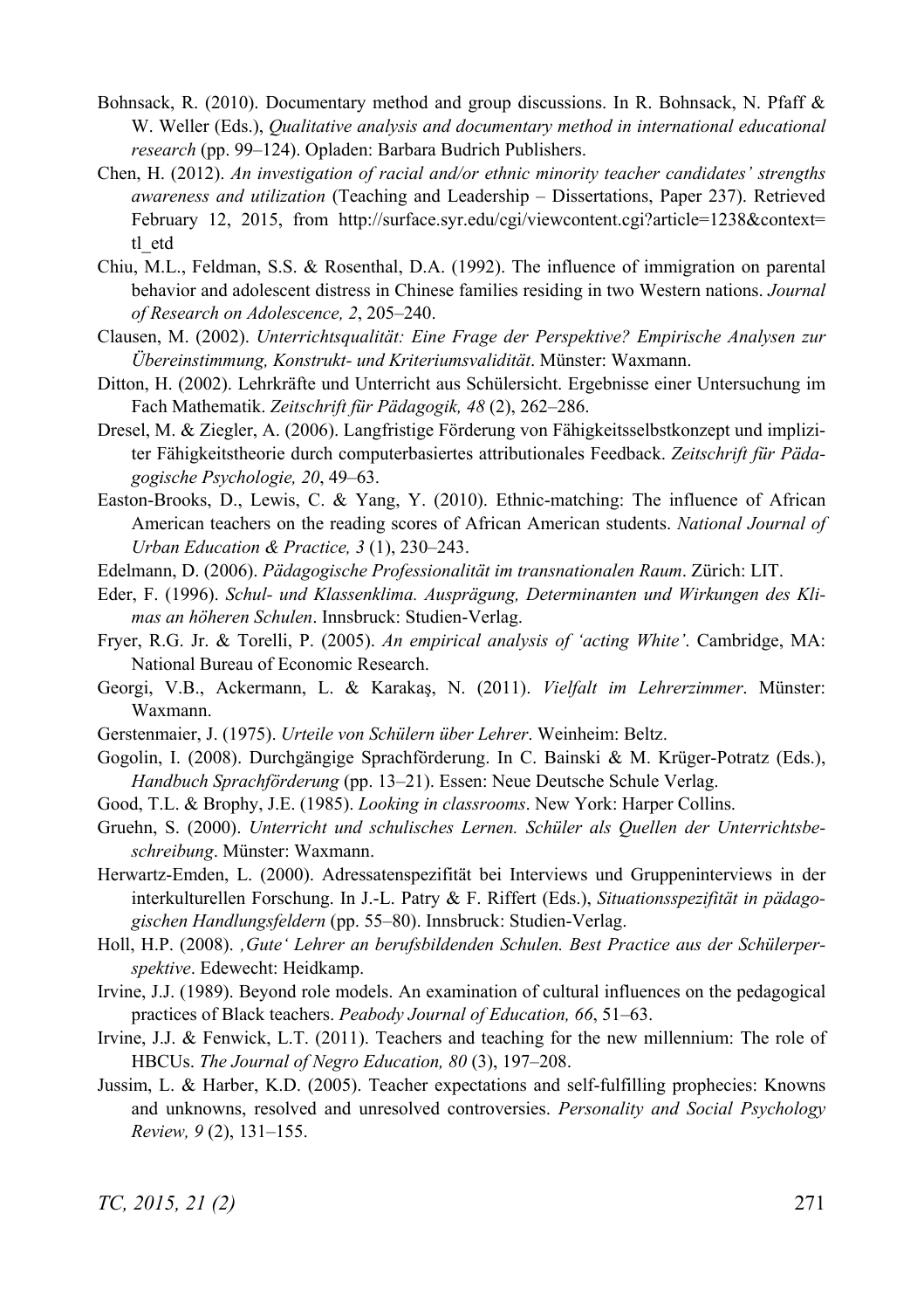Bohnsack, R. (2010). Documentary method and group discussions. In R. Bohnsack, N. Pfaff & W. Weller (Eds.), *Qualitative analysis and documentary method in international educational research* (pp. 99–124). Opladen: Barbara Budrich Publishers.

Chen, H. (2012). *An investigation of racial and/or ethnic minority teacher candidates' strengths awareness and utilization* (Teaching and Leadership – Dissertations, Paper 237). Retrieved February 12, 2015, from http://surface.syr.edu/cgi/viewcontent.cgi?article=1238&context=tl_etd

Chiu, M.L., Feldman, S.S. & Rosenthal, D.A. (1992). The influence of immigration on parental behavior and adolescent distress in Chinese families residing in two Western nations. *Journal of Research on Adolescence, 2*, 205–240.

Clausen, M. (2002). *Unterrichtsqualität: Eine Frage der Perspektive? Empirische Analysen zur Übereinstimmung, Konstrukt- und Kriteriumsvalidität*. Münster: Waxmann.

Ditton, H. (2002). Lehrkräfte und Unterricht aus Schülersicht. Ergebnisse einer Untersuchung im Fach Mathematik. *Zeitschrift für Pädagogik, 48* (2), 262–286.

Dresel, M. & Ziegler, A. (2006). Langfristige Förderung von Fähigkeitsselbstkonzept und impliziter Fähigkeitstheorie durch computerbasiertes attributionales Feedback. *Zeitschrift für Pädagogische Psychologie, 20*, 49–63.

Easton-Brooks, D., Lewis, C. & Yang, Y. (2010). Ethnic-matching: The influence of African American teachers on the reading scores of African American students. *National Journal of Urban Education & Practice, 3* (1), 230–243.

Edelmann, D. (2006). *Pädagogische Professionalität im transnationalen Raum*. Zürich: LIT.

Eder, F. (1996). *Schul- und Klassenklima. Ausprägung, Determinanten und Wirkungen des Klimas an höheren Schulen*. Innsbruck: Studien-Verlag.

Fryer, R.G. Jr. & Torelli, P. (2005). *An empirical analysis of 'acting White'*. Cambridge, MA: National Bureau of Economic Research.

Georgi, V.B., Ackermann, L. & Karakaş, N. (2011). *Vielfalt im Lehrerzimmer*. Münster: Waxmann.

Gerstenmaier, J. (1975). *Urteile von Schülern über Lehrer*. Weinheim: Beltz.

Gogolin, I. (2008). Durchgängige Sprachförderung. In C. Bainski & M. Krüger-Potratz (Eds.), *Handbuch Sprachförderung* (pp. 13–21). Essen: Neue Deutsche Schule Verlag.

Good, T.L. & Brophy, J.E. (1985). *Looking in classrooms*. New York: Harper Collins.

Gruehn, S. (2000). *Unterricht und schulisches Lernen. Schüler als Quellen der Unterrichtsbeschreibung*. Münster: Waxmann.

Herwartz-Emden, L. (2000). Adressatenspezifität bei Interviews und Gruppeninterviews in der interkulturellen Forschung. In J.-L. Patry & F. Riffert (Eds.), *Situationsspezifität in pädagogischen Handlungsfeldern* (pp. 55–80). Innsbruck: Studien-Verlag.

Holl, H.P. (2008). *‚Gute' Lehrer an berufsbildenden Schulen. Best Practice aus der Schülerperspektive*. Edewecht: Heidkamp.

Irvine, J.J. (1989). Beyond role models. An examination of cultural influences on the pedagogical practices of Black teachers. *Peabody Journal of Education, 66*, 51–63.

Irvine, J.J. & Fenwick, L.T. (2011). Teachers and teaching for the new millennium: The role of HBCUs. *The Journal of Negro Education, 80* (3), 197–208.

Jussim, L. & Harber, K.D. (2005). Teacher expectations and self-fulfilling prophecies: Knowns and unknowns, resolved and unresolved controversies. *Personality and Social Psychology Review, 9* (2), 131–155.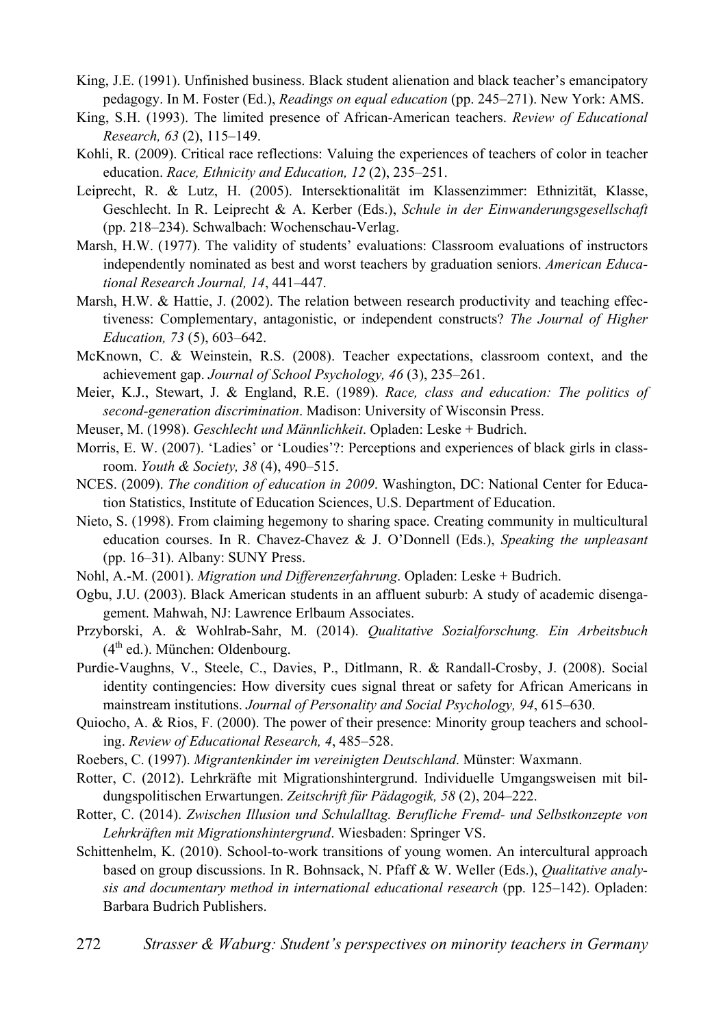King, J.E. (1991). Unfinished business. Black student alienation and black teacher's emancipatory pedagogy. In M. Foster (Ed.), *Readings on equal education* (pp. 245–271). New York: AMS.

King, S.H. (1993). The limited presence of African-American teachers. *Review of Educational Research, 63* (2), 115–149.

Kohli, R. (2009). Critical race reflections: Valuing the experiences of teachers of color in teacher education. *Race, Ethnicity and Education, 12* (2), 235–251.

Leiprecht, R. & Lutz, H. (2005). Intersektionalität im Klassenzimmer: Ethnizität, Klasse, Geschlecht. In R. Leiprecht & A. Kerber (Eds.), *Schule in der Einwanderungsgesellschaft* (pp. 218–234). Schwalbach: Wochenschau-Verlag.

Marsh, H.W. (1977). The validity of students' evaluations: Classroom evaluations of instructors independently nominated as best and worst teachers by graduation seniors. *American Educational Research Journal, 14*, 441–447.

Marsh, H.W. & Hattie, J. (2002). The relation between research productivity and teaching effectiveness: Complementary, antagonistic, or independent constructs? *The Journal of Higher Education, 73* (5), 603–642.

McKnown, C. & Weinstein, R.S. (2008). Teacher expectations, classroom context, and the achievement gap. *Journal of School Psychology, 46* (3), 235–261.

Meier, K.J., Stewart, J. & England, R.E. (1989). *Race, class and education: The politics of second-generation discrimination*. Madison: University of Wisconsin Press.

Meuser, M. (1998). *Geschlecht und Männlichkeit*. Opladen: Leske + Budrich.

Morris, E. W. (2007). 'Ladies' or 'Loudies'?: Perceptions and experiences of black girls in classroom. *Youth & Society, 38* (4), 490–515.

NCES. (2009). *The condition of education in 2009*. Washington, DC: National Center for Education Statistics, Institute of Education Sciences, U.S. Department of Education.

Nieto, S. (1998). From claiming hegemony to sharing space. Creating community in multicultural education courses. In R. Chavez-Chavez & J. O'Donnell (Eds.), *Speaking the unpleasant* (pp. 16–31). Albany: SUNY Press.

Nohl, A.-M. (2001). *Migration und Differenzerfahrung*. Opladen: Leske + Budrich.

Ogbu, J.U. (2003). Black American students in an affluent suburb: A study of academic disengagement. Mahwah, NJ: Lawrence Erlbaum Associates.

Przyborski, A. & Wohlrab-Sahr, M. (2014). *Qualitative Sozialforschung. Ein Arbeitsbuch* (4th ed.). München: Oldenbourg.

Purdie-Vaughns, V., Steele, C., Davies, P., Ditlmann, R. & Randall-Crosby, J. (2008). Social identity contingencies: How diversity cues signal threat or safety for African Americans in mainstream institutions. *Journal of Personality and Social Psychology, 94*, 615–630.

Quiocho, A. & Rios, F. (2000). The power of their presence: Minority group teachers and schooling. *Review of Educational Research, 4*, 485–528.

Roebers, C. (1997). *Migrantenkinder im vereinigten Deutschland*. Münster: Waxmann.

Rotter, C. (2012). Lehrkräfte mit Migrationshintergrund. Individuelle Umgangsweisen mit bildungspolitischen Erwartungen. *Zeitschrift für Pädagogik, 58* (2), 204–222.

Rotter, C. (2014). *Zwischen Illusion und Schulalltag. Berufliche Fremd- und Selbstkonzepte von Lehrkräften mit Migrationshintergrund*. Wiesbaden: Springer VS.

Schittenhelm, K. (2010). School-to-work transitions of young women. An intercultural approach based on group discussions. In R. Bohnsack, N. Pfaff & W. Weller (Eds.), *Qualitative analysis and documentary method in international educational research* (pp. 125–142). Opladen: Barbara Budrich Publishers.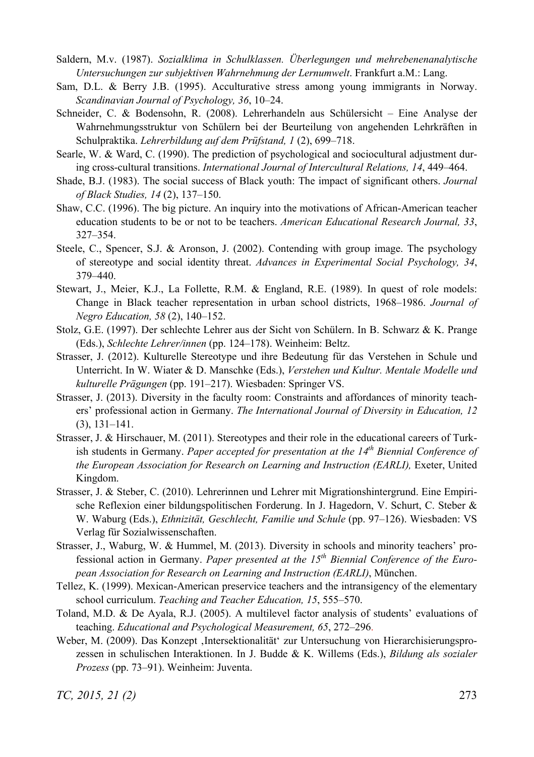Saldern, M.v. (1987). *Sozialklima in Schulklassen. Überlegungen und mehrebenenanalytische Untersuchungen zur subjektiven Wahrnehmung der Lernumwelt*. Frankfurt a.M.: Lang.

Sam, D.L. & Berry J.B. (1995). Acculturative stress among young immigrants in Norway. *Scandinavian Journal of Psychology, 36*, 10–24.

Schneider, C. & Bodensohn, R. (2008). Lehrerhandeln aus Schülersicht – Eine Analyse der Wahrnehmungsstruktur von Schülern bei der Beurteilung von angehenden Lehrkräften in Schulpraktika. *Lehrerbildung auf dem Prüfstand, 1* (2), 699–718.

Searle, W. & Ward, C. (1990). The prediction of psychological and sociocultural adjustment during cross-cultural transitions. *International Journal of Intercultural Relations, 14*, 449–464.

Shade, B.J. (1983). The social success of Black youth: The impact of significant others. *Journal of Black Studies, 14* (2), 137–150.

Shaw, C.C. (1996). The big picture. An inquiry into the motivations of African-American teacher education students to be or not to be teachers. *American Educational Research Journal, 33*, 327–354.

Steele, C., Spencer, S.J. & Aronson, J. (2002). Contending with group image. The psychology of stereotype and social identity threat. *Advances in Experimental Social Psychology, 34*, 379–440.

Stewart, J., Meier, K.J., La Follette, R.M. & England, R.E. (1989). In quest of role models: Change in Black teacher representation in urban school districts, 1968–1986. *Journal of Negro Education, 58* (2), 140–152.

Stolz, G.E. (1997). Der schlechte Lehrer aus der Sicht von Schülern. In B. Schwarz & K. Prange (Eds.), *Schlechte Lehrer/innen* (pp. 124–178). Weinheim: Beltz.

Strasser, J. (2012). Kulturelle Stereotype und ihre Bedeutung für das Verstehen in Schule und Unterricht. In W. Wiater & D. Manschke (Eds.), *Verstehen und Kultur. Mentale Modelle und kulturelle Prägungen* (pp. 191–217). Wiesbaden: Springer VS.

Strasser, J. (2013). Diversity in the faculty room: Constraints and affordances of minority teachers' professional action in Germany. *The International Journal of Diversity in Education, 12* (3), 131–141.

Strasser, J. & Hirschauer, M. (2011). Stereotypes and their role in the educational careers of Turkish students in Germany. *Paper accepted for presentation at the 14th Biennial Conference of the European Association for Research on Learning and Instruction (EARLI),* Exeter, United Kingdom.

Strasser, J. & Steber, C. (2010). Lehrerinnen und Lehrer mit Migrationshintergrund. Eine Empirische Reflexion einer bildungspolitischen Forderung. In J. Hagedorn, V. Schurt, C. Steber & W. Waburg (Eds.), *Ethnizität, Geschlecht, Familie und Schule* (pp. 97–126). Wiesbaden: VS Verlag für Sozialwissenschaften.

Strasser, J., Waburg, W. & Hummel, M. (2013). Diversity in schools and minority teachers' professional action in Germany. *Paper presented at the 15th Biennial Conference of the European Association for Research on Learning and Instruction (EARLI)*, München.

Tellez, K. (1999). Mexican-American preservice teachers and the intransigency of the elementary school curriculum. *Teaching and Teacher Education, 15*, 555–570.

Toland, M.D. & De Ayala, R.J. (2005). A multilevel factor analysis of students' evaluations of teaching. *Educational and Psychological Measurement, 65*, 272–296.

Weber, M. (2009). Das Konzept ‚Intersektionalität' zur Untersuchung von Hierarchisierungsprozessen in schulischen Interaktionen. In J. Budde & K. Willems (Eds.), *Bildung als sozialer Prozess* (pp. 73–91). Weinheim: Juventa.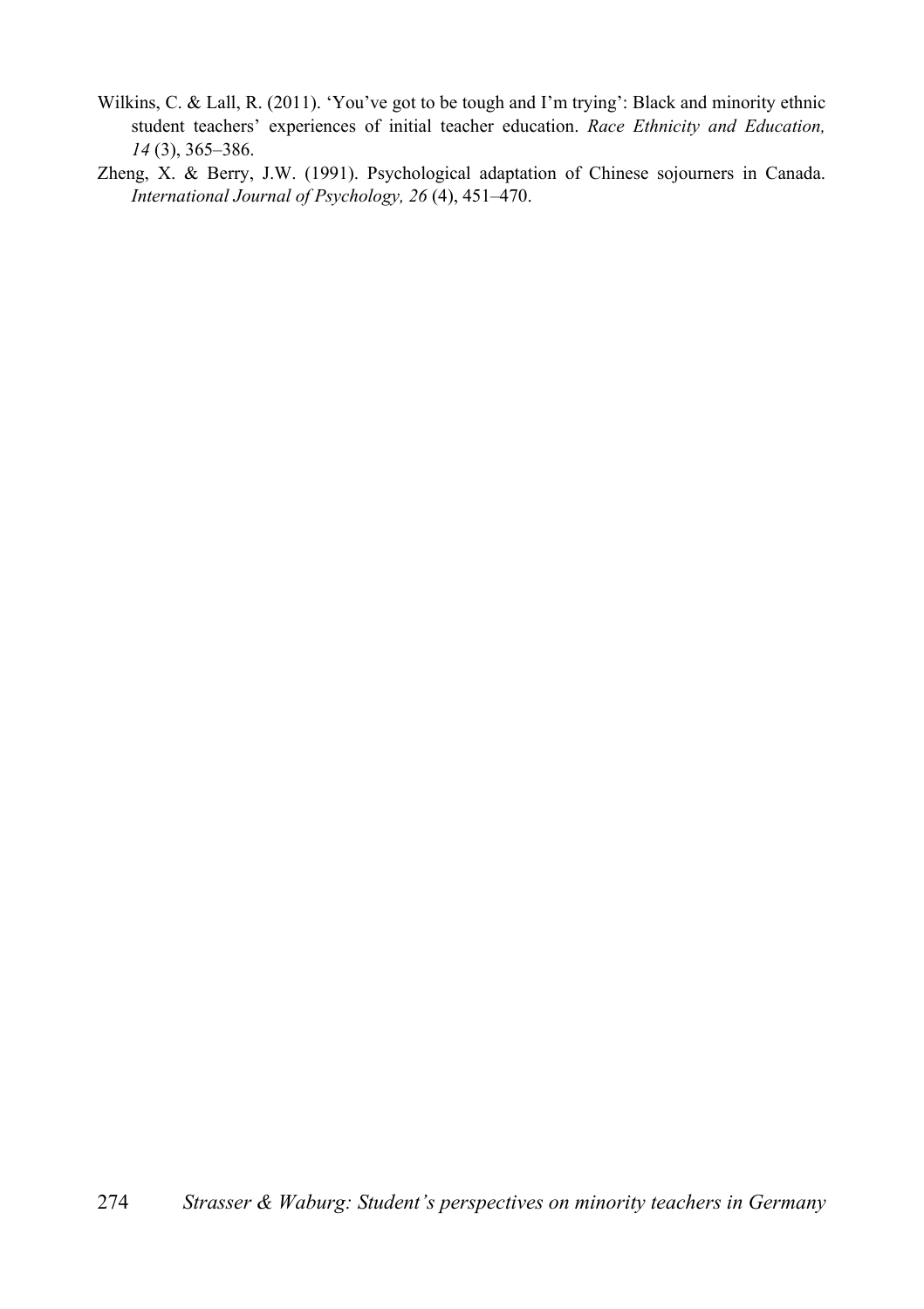Wilkins, C. & Lall, R. (2011). 'You've got to be tough and I'm trying': Black and minority ethnic student teachers' experiences of initial teacher education. *Race Ethnicity and Education, 14* (3), 365–386.

Zheng, X. & Berry, J.W. (1991). Psychological adaptation of Chinese sojourners in Canada. *International Journal of Psychology, 26* (4), 451–470.